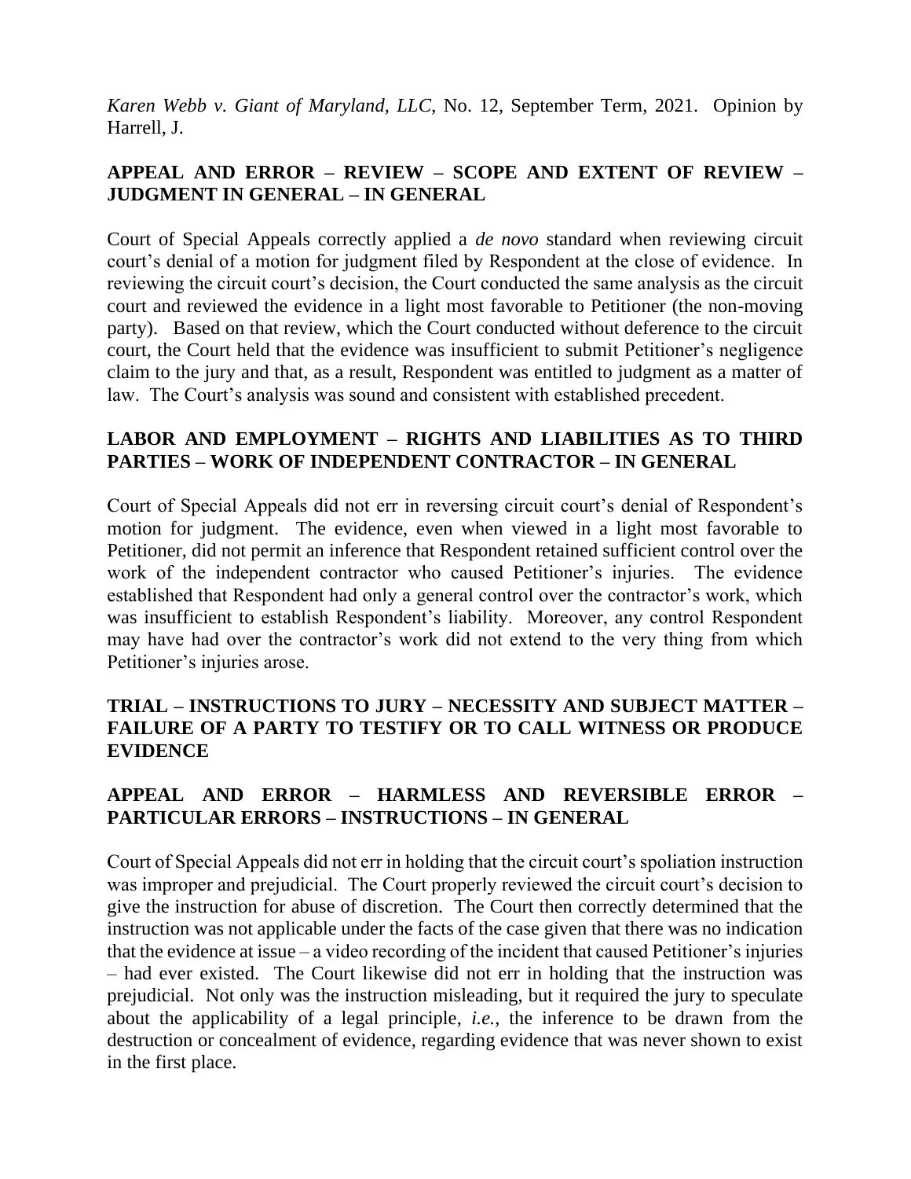*Karen Webb v. Giant of Maryland, LLC*, No. 12, September Term, 2021. Opinion by Harrell, J.

**APPEAL AND ERROR – REVIEW – SCOPE AND EXTENT OF REVIEW – JUDGMENT IN GENERAL – IN GENERAL**

Court of Special Appeals correctly applied a *de novo* standard when reviewing circuit court's denial of a motion for judgment filed by Respondent at the close of evidence. In reviewing the circuit court's decision, the Court conducted the same analysis as the circuit court and reviewed the evidence in a light most favorable to Petitioner (the non-moving party). Based on that review, which the Court conducted without deference to the circuit court, the Court held that the evidence was insufficient to submit Petitioner's negligence claim to the jury and that, as a result, Respondent was entitled to judgment as a matter of law. The Court's analysis was sound and consistent with established precedent.

**LABOR AND EMPLOYMENT – RIGHTS AND LIABILITIES AS TO THIRD PARTIES – WORK OF INDEPENDENT CONTRACTOR – IN GENERAL**

Court of Special Appeals did not err in reversing circuit court's denial of Respondent's motion for judgment. The evidence, even when viewed in a light most favorable to Petitioner, did not permit an inference that Respondent retained sufficient control over the work of the independent contractor who caused Petitioner's injuries. The evidence established that Respondent had only a general control over the contractor's work, which was insufficient to establish Respondent's liability. Moreover, any control Respondent may have had over the contractor's work did not extend to the very thing from which Petitioner's injuries arose.

**TRIAL – INSTRUCTIONS TO JURY – NECESSITY AND SUBJECT MATTER – FAILURE OF A PARTY TO TESTIFY OR TO CALL WITNESS OR PRODUCE EVIDENCE**

**APPEAL AND ERROR – HARMLESS AND REVERSIBLE ERROR – PARTICULAR ERRORS – INSTRUCTIONS – IN GENERAL**

Court of Special Appeals did not err in holding that the circuit court's spoliation instruction was improper and prejudicial. The Court properly reviewed the circuit court's decision to give the instruction for abuse of discretion. The Court then correctly determined that the instruction was not applicable under the facts of the case given that there was no indication that the evidence at issue – a video recording of the incident that caused Petitioner's injuries – had ever existed. The Court likewise did not err in holding that the instruction was prejudicial. Not only was the instruction misleading, but it required the jury to speculate about the applicability of a legal principle, *i.e.*, the inference to be drawn from the destruction or concealment of evidence, regarding evidence that was never shown to exist in the first place.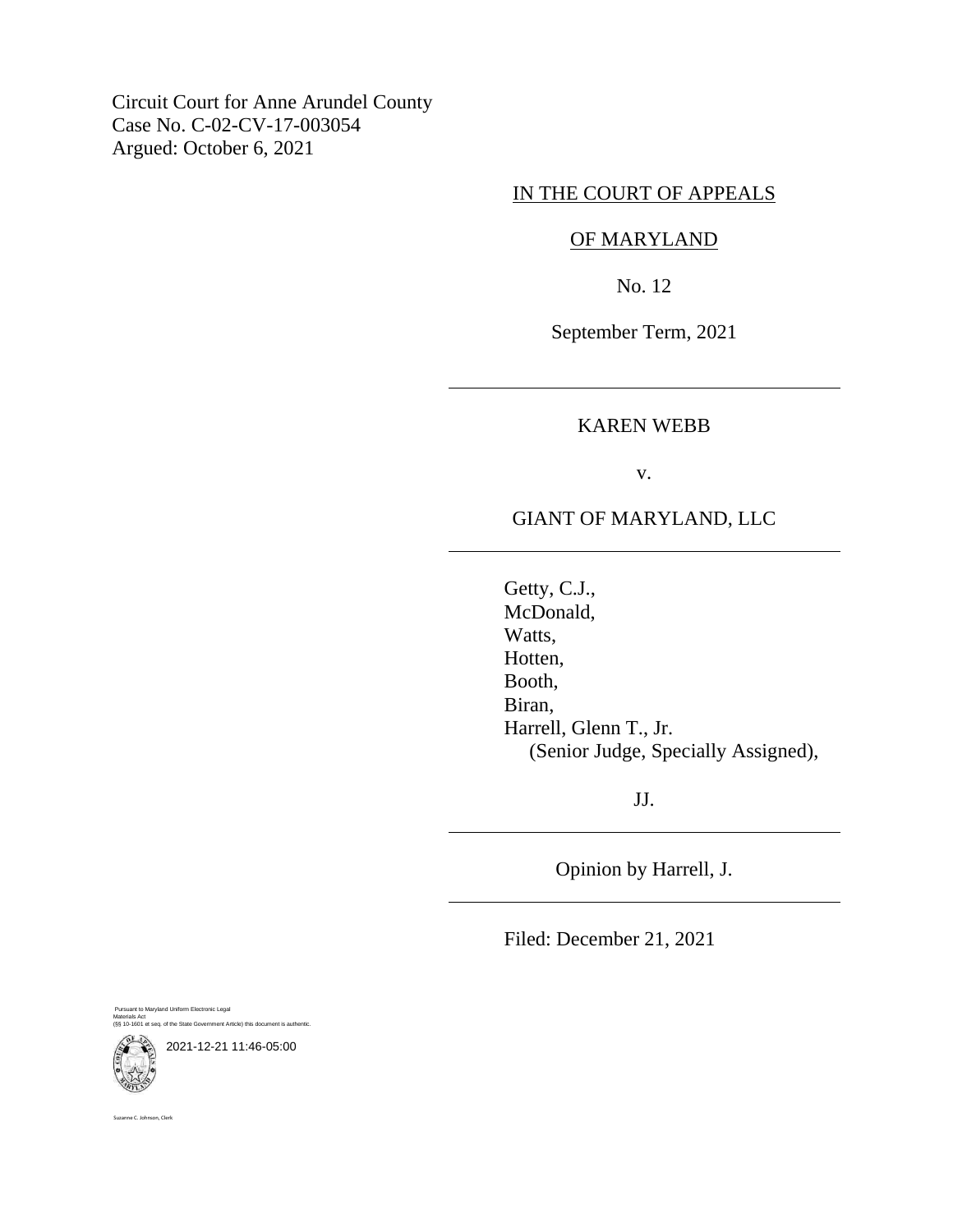Circuit Court for Anne Arundel County
Case No. C-02-CV-17-003054
Argued: October 6, 2021

IN THE COURT OF APPEALS

OF MARYLAND

No. 12

September Term, 2021

---

KAREN WEBB

v.

GIANT OF MARYLAND, LLC

---

Getty, C.J.,
McDonald,
Watts,
Hotten,
Booth,
Biran,
Harrell, Glenn T., Jr.
(Senior Judge, Specially Assigned),

JJ.

---

Opinion by Harrell, J.

---

Filed: December 21, 2021

Pursuant to Maryland Uniform Electronic Legal Materials Act
(§§ 10-1601 et seq. of the State Government Article) this document is authentic.

2021-12-21 11:46-05:00

Suzanne C. Johnson, Clerk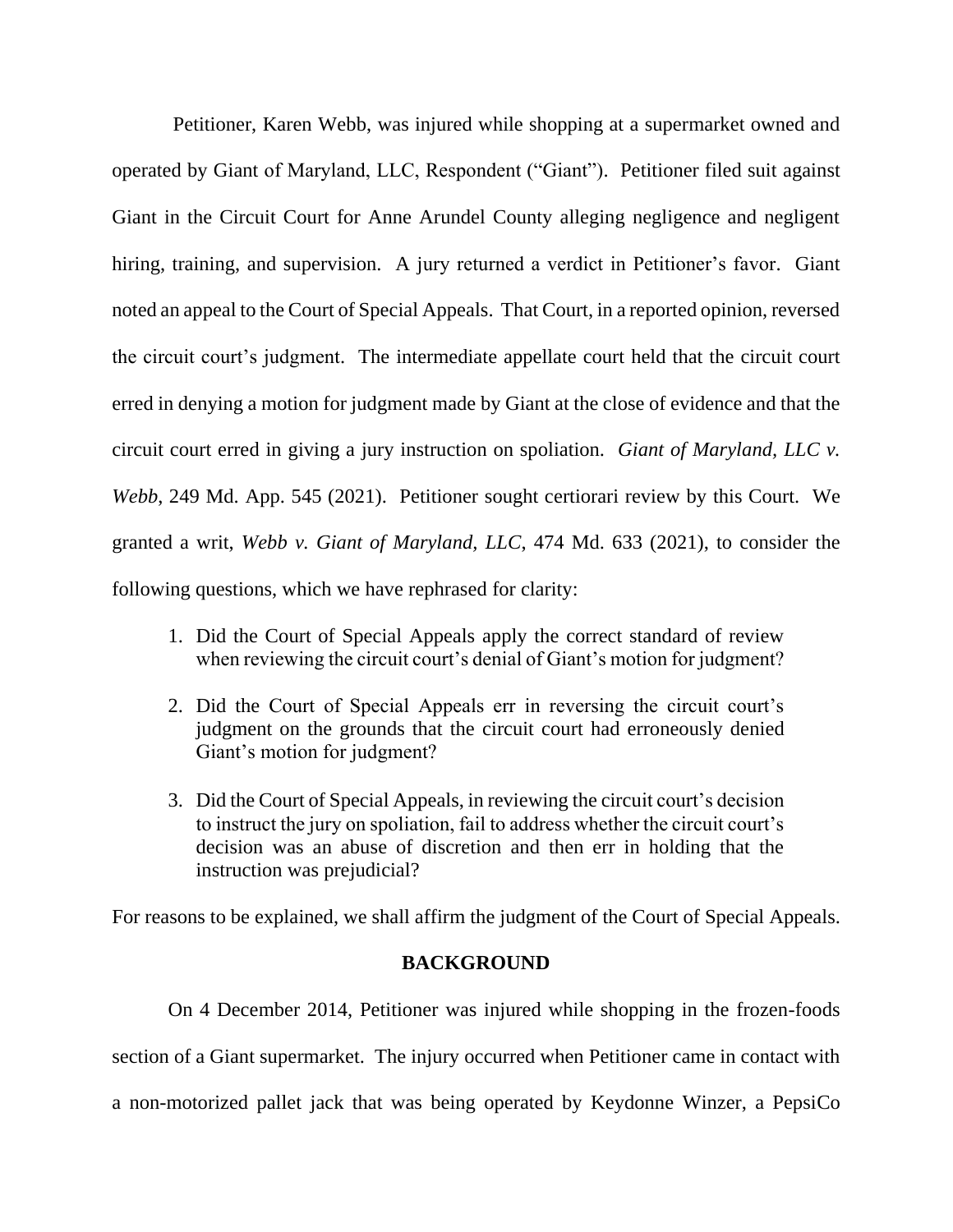Petitioner, Karen Webb, was injured while shopping at a supermarket owned and operated by Giant of Maryland, LLC, Respondent ("Giant"). Petitioner filed suit against Giant in the Circuit Court for Anne Arundel County alleging negligence and negligent hiring, training, and supervision. A jury returned a verdict in Petitioner's favor. Giant noted an appeal to the Court of Special Appeals. That Court, in a reported opinion, reversed the circuit court's judgment. The intermediate appellate court held that the circuit court erred in denying a motion for judgment made by Giant at the close of evidence and that the circuit court erred in giving a jury instruction on spoliation. *Giant of Maryland, LLC v. Webb*, 249 Md. App. 545 (2021). Petitioner sought certiorari review by this Court. We granted a writ, *Webb v. Giant of Maryland, LLC*, 474 Md. 633 (2021), to consider the following questions, which we have rephrased for clarity:

> 1. Did the Court of Special Appeals apply the correct standard of review when reviewing the circuit court's denial of Giant's motion for judgment?
>
> 2. Did the Court of Special Appeals err in reversing the circuit court's judgment on the grounds that the circuit court had erroneously denied Giant's motion for judgment?
>
> 3. Did the Court of Special Appeals, in reviewing the circuit court's decision to instruct the jury on spoliation, fail to address whether the circuit court's decision was an abuse of discretion and then err in holding that the instruction was prejudicial?

For reasons to be explained, we shall affirm the judgment of the Court of Special Appeals.

## BACKGROUND

On 4 December 2014, Petitioner was injured while shopping in the frozen-foods section of a Giant supermarket. The injury occurred when Petitioner came in contact with a non-motorized pallet jack that was being operated by Keydonne Winzer, a PepsiCo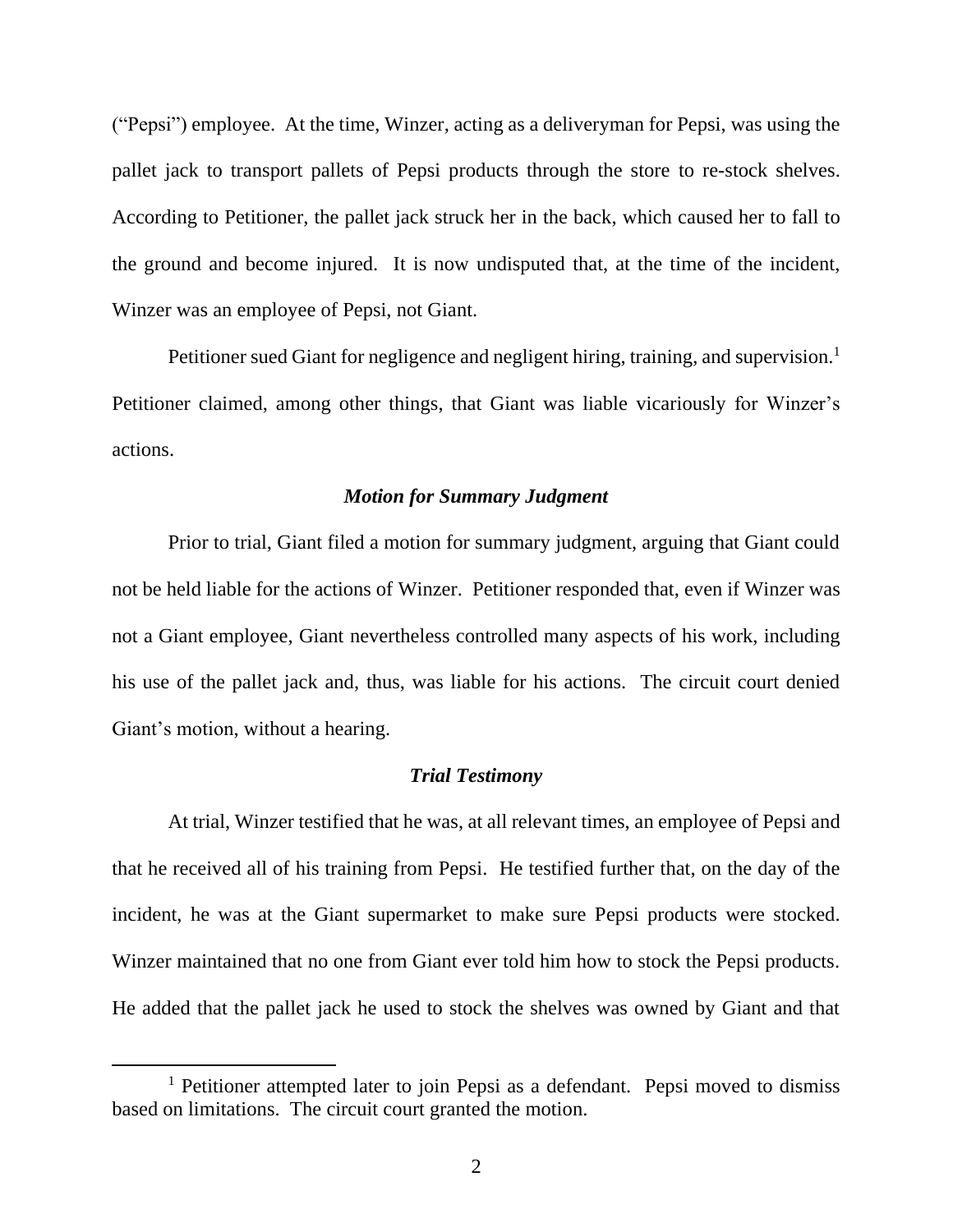("Pepsi") employee. At the time, Winzer, acting as a deliveryman for Pepsi, was using the pallet jack to transport pallets of Pepsi products through the store to re-stock shelves. According to Petitioner, the pallet jack struck her in the back, which caused her to fall to the ground and become injured. It is now undisputed that, at the time of the incident, Winzer was an employee of Pepsi, not Giant.

Petitioner sued Giant for negligence and negligent hiring, training, and supervision.[1] Petitioner claimed, among other things, that Giant was liable vicariously for Winzer's actions.

### *Motion for Summary Judgment*

Prior to trial, Giant filed a motion for summary judgment, arguing that Giant could not be held liable for the actions of Winzer. Petitioner responded that, even if Winzer was not a Giant employee, Giant nevertheless controlled many aspects of his work, including his use of the pallet jack and, thus, was liable for his actions. The circuit court denied Giant's motion, without a hearing.

### *Trial Testimony*

At trial, Winzer testified that he was, at all relevant times, an employee of Pepsi and that he received all of his training from Pepsi. He testified further that, on the day of the incident, he was at the Giant supermarket to make sure Pepsi products were stocked. Winzer maintained that no one from Giant ever told him how to stock the Pepsi products. He added that the pallet jack he used to stock the shelves was owned by Giant and that

[1] Petitioner attempted later to join Pepsi as a defendant. Pepsi moved to dismiss based on limitations. The circuit court granted the motion.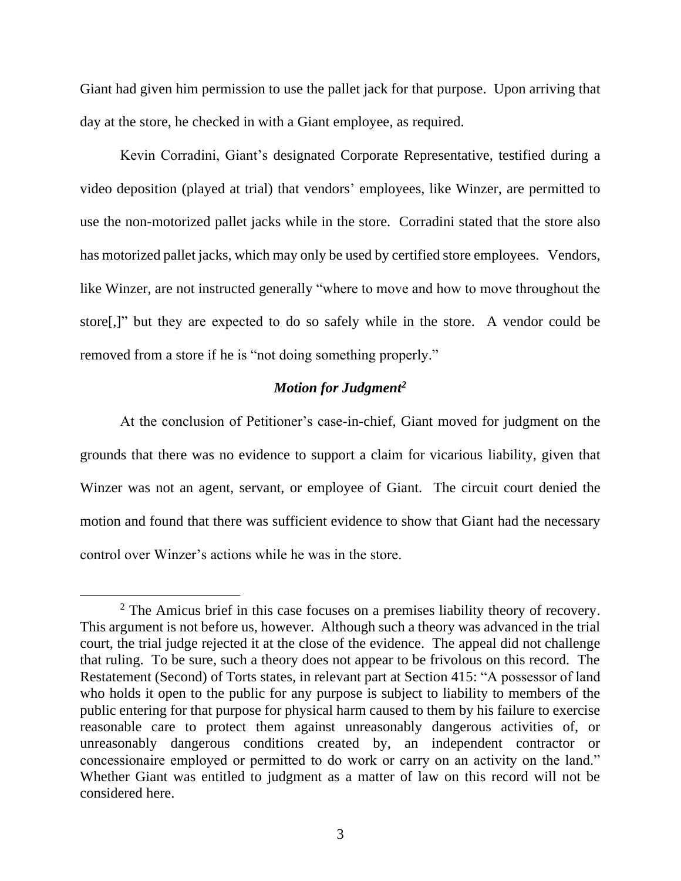Giant had given him permission to use the pallet jack for that purpose. Upon arriving that day at the store, he checked in with a Giant employee, as required.

Kevin Corradini, Giant's designated Corporate Representative, testified during a video deposition (played at trial) that vendors' employees, like Winzer, are permitted to use the non-motorized pallet jacks while in the store. Corradini stated that the store also has motorized pallet jacks, which may only be used by certified store employees. Vendors, like Winzer, are not instructed generally "where to move and how to move throughout the store[,]" but they are expected to do so safely while in the store. A vendor could be removed from a store if he is "not doing something properly."

### *Motion for Judgment*[2]

At the conclusion of Petitioner's case-in-chief, Giant moved for judgment on the grounds that there was no evidence to support a claim for vicarious liability, given that Winzer was not an agent, servant, or employee of Giant. The circuit court denied the motion and found that there was sufficient evidence to show that Giant had the necessary control over Winzer's actions while he was in the store.

---

[2] The Amicus brief in this case focuses on a premises liability theory of recovery. This argument is not before us, however. Although such a theory was advanced in the trial court, the trial judge rejected it at the close of the evidence. The appeal did not challenge that ruling. To be sure, such a theory does not appear to be frivolous on this record. The Restatement (Second) of Torts states, in relevant part at Section 415: "A possessor of land who holds it open to the public for any purpose is subject to liability to members of the public entering for that purpose for physical harm caused to them by his failure to exercise reasonable care to protect them against unreasonably dangerous activities of, or unreasonably dangerous conditions created by, an independent contractor or concessionaire employed or permitted to do work or carry on an activity on the land." Whether Giant was entitled to judgment as a matter of law on this record will not be considered here.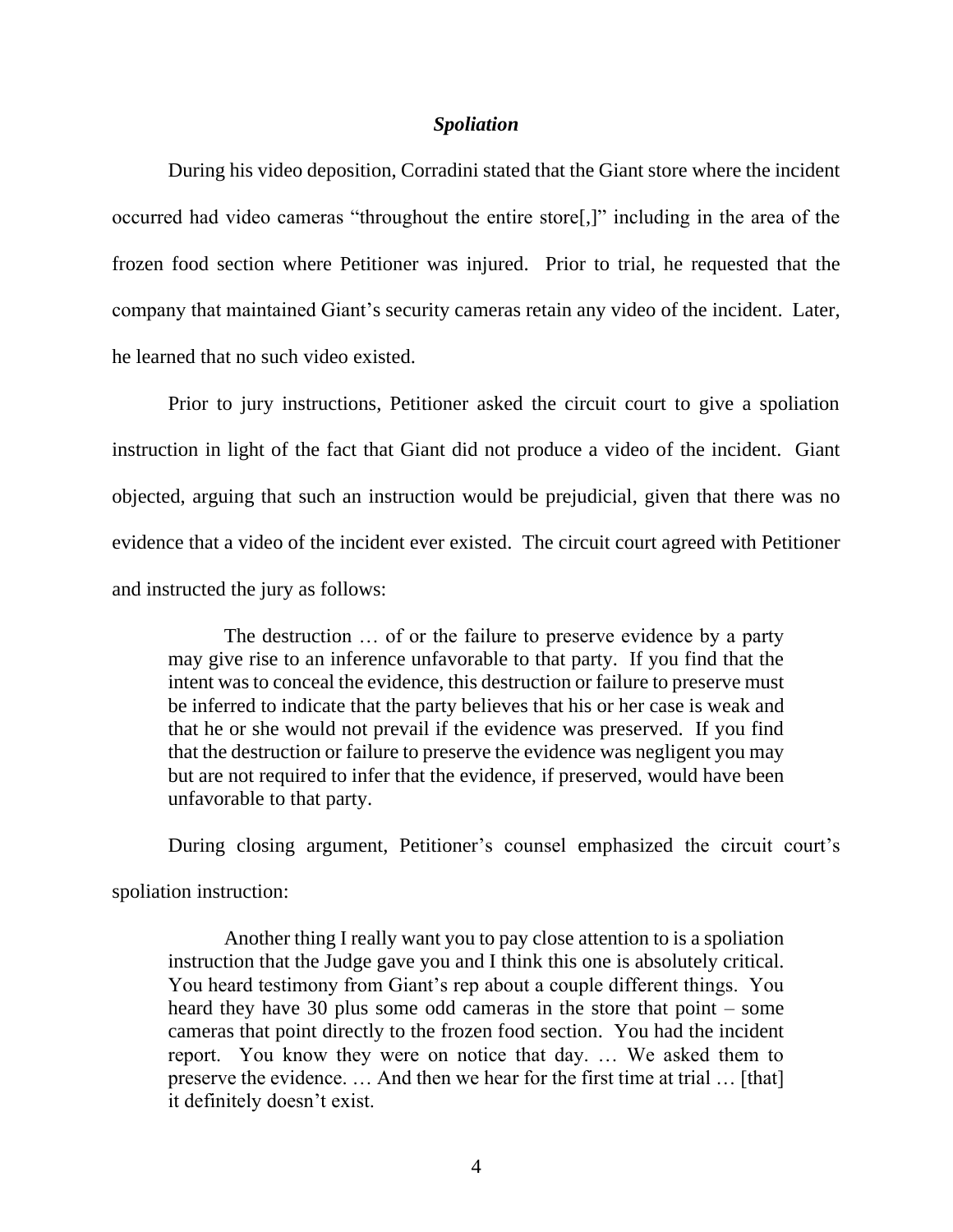### *Spoliation*

During his video deposition, Corradini stated that the Giant store where the incident occurred had video cameras "throughout the entire store[,]" including in the area of the frozen food section where Petitioner was injured. Prior to trial, he requested that the company that maintained Giant's security cameras retain any video of the incident. Later, he learned that no such video existed.

Prior to jury instructions, Petitioner asked the circuit court to give a spoliation instruction in light of the fact that Giant did not produce a video of the incident. Giant objected, arguing that such an instruction would be prejudicial, given that there was no evidence that a video of the incident ever existed. The circuit court agreed with Petitioner and instructed the jury as follows:

> The destruction … of or the failure to preserve evidence by a party may give rise to an inference unfavorable to that party. If you find that the intent was to conceal the evidence, this destruction or failure to preserve must be inferred to indicate that the party believes that his or her case is weak and that he or she would not prevail if the evidence was preserved. If you find that the destruction or failure to preserve the evidence was negligent you may but are not required to infer that the evidence, if preserved, would have been unfavorable to that party.

During closing argument, Petitioner's counsel emphasized the circuit court's spoliation instruction:

> Another thing I really want you to pay close attention to is a spoliation instruction that the Judge gave you and I think this one is absolutely critical. You heard testimony from Giant's rep about a couple different things. You heard they have 30 plus some odd cameras in the store that point – some cameras that point directly to the frozen food section. You had the incident report. You know they were on notice that day. … We asked them to preserve the evidence. … And then we hear for the first time at trial … [that] it definitely doesn't exist.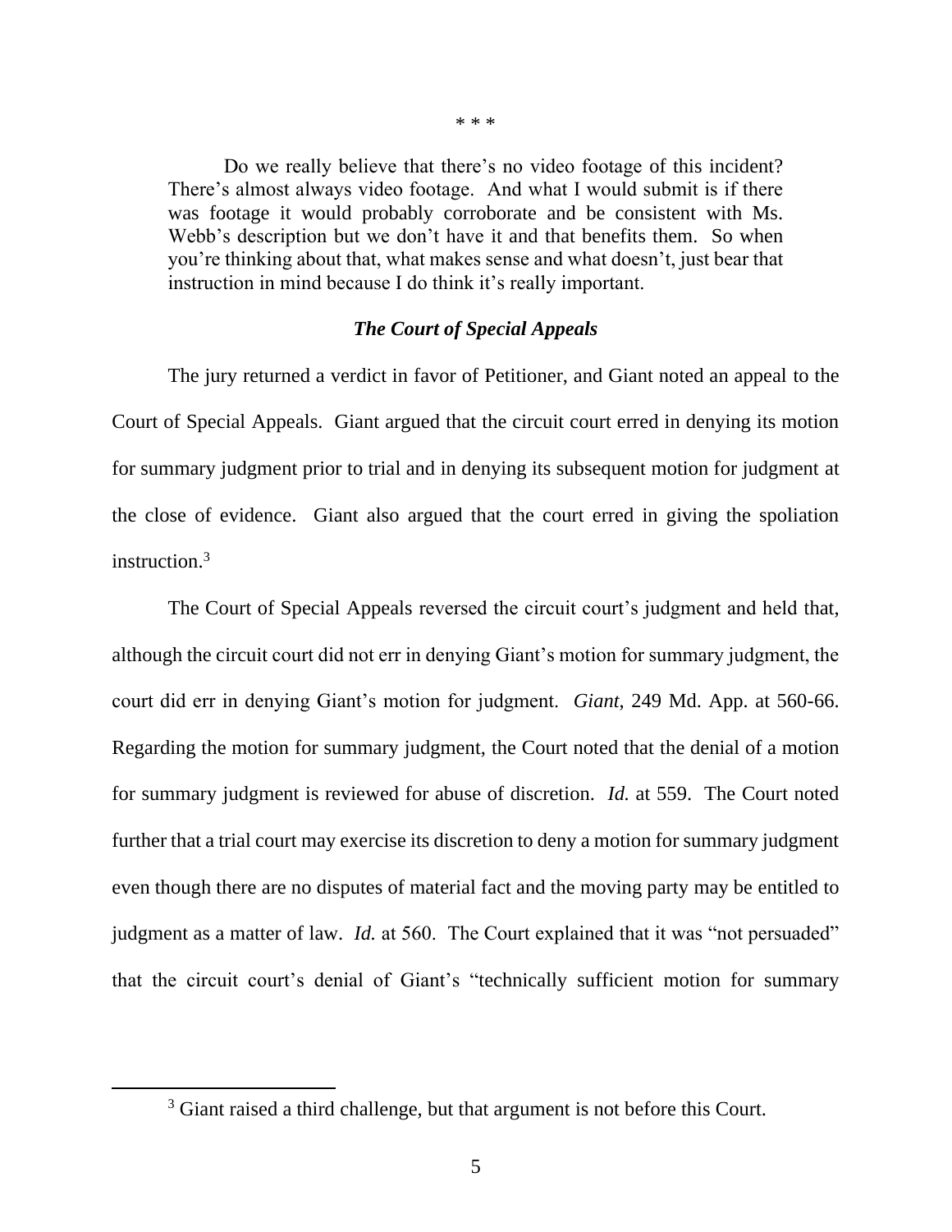\* \* \*

> Do we really believe that there's no video footage of this incident? There's almost always video footage. And what I would submit is if there was footage it would probably corroborate and be consistent with Ms. Webb's description but we don't have it and that benefits them. So when you're thinking about that, what makes sense and what doesn't, just bear that instruction in mind because I do think it's really important.

### *The Court of Special Appeals*

The jury returned a verdict in favor of Petitioner, and Giant noted an appeal to the Court of Special Appeals. Giant argued that the circuit court erred in denying its motion for summary judgment prior to trial and in denying its subsequent motion for judgment at the close of evidence. Giant also argued that the court erred in giving the spoliation instruction.[3]

The Court of Special Appeals reversed the circuit court's judgment and held that, although the circuit court did not err in denying Giant's motion for summary judgment, the court did err in denying Giant's motion for judgment. *Giant*, 249 Md. App. at 560-66. Regarding the motion for summary judgment, the Court noted that the denial of a motion for summary judgment is reviewed for abuse of discretion. *Id.* at 559. The Court noted further that a trial court may exercise its discretion to deny a motion for summary judgment even though there are no disputes of material fact and the moving party may be entitled to judgment as a matter of law. *Id.* at 560. The Court explained that it was "not persuaded" that the circuit court's denial of Giant's "technically sufficient motion for summary

---

[3] Giant raised a third challenge, but that argument is not before this Court.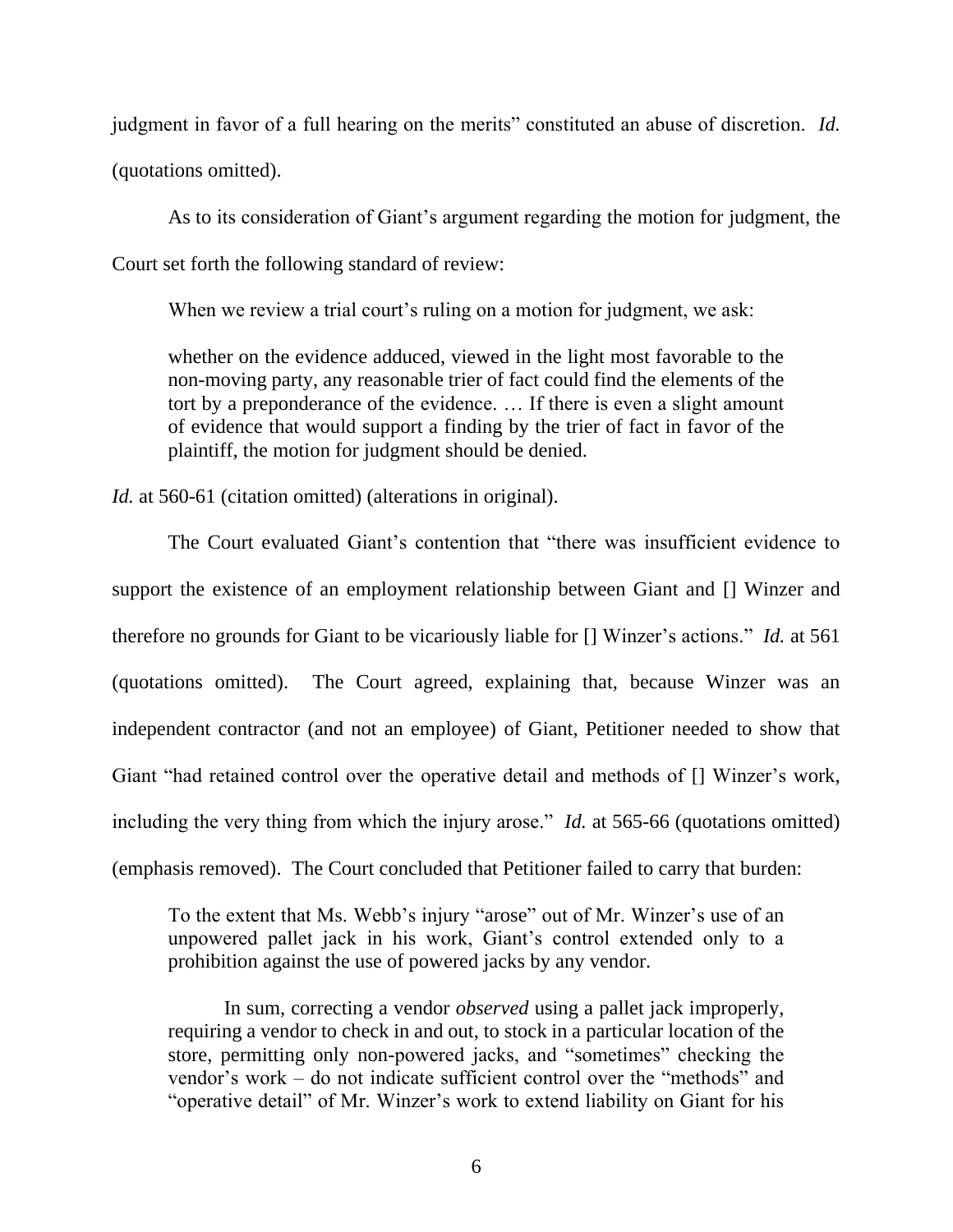judgment in favor of a full hearing on the merits" constituted an abuse of discretion. *Id.* (quotations omitted).

As to its consideration of Giant's argument regarding the motion for judgment, the Court set forth the following standard of review:

> When we review a trial court's ruling on a motion for judgment, we ask:
>
> whether on the evidence adduced, viewed in the light most favorable to the non-moving party, any reasonable trier of fact could find the elements of the tort by a preponderance of the evidence. … If there is even a slight amount of evidence that would support a finding by the trier of fact in favor of the plaintiff, the motion for judgment should be denied.

*Id.* at 560-61 (citation omitted) (alterations in original).

The Court evaluated Giant's contention that "there was insufficient evidence to support the existence of an employment relationship between Giant and [] Winzer and therefore no grounds for Giant to be vicariously liable for [] Winzer's actions." *Id.* at 561 (quotations omitted). The Court agreed, explaining that, because Winzer was an independent contractor (and not an employee) of Giant, Petitioner needed to show that Giant "had retained control over the operative detail and methods of [] Winzer's work, including the very thing from which the injury arose." *Id.* at 565-66 (quotations omitted) (emphasis removed). The Court concluded that Petitioner failed to carry that burden:

> To the extent that Ms. Webb's injury "arose" out of Mr. Winzer's use of an unpowered pallet jack in his work, Giant's control extended only to a prohibition against the use of powered jacks by any vendor.
>
> In sum, correcting a vendor *observed* using a pallet jack improperly, requiring a vendor to check in and out, to stock in a particular location of the store, permitting only non-powered jacks, and "sometimes" checking the vendor's work – do not indicate sufficient control over the "methods" and "operative detail" of Mr. Winzer's work to extend liability on Giant for his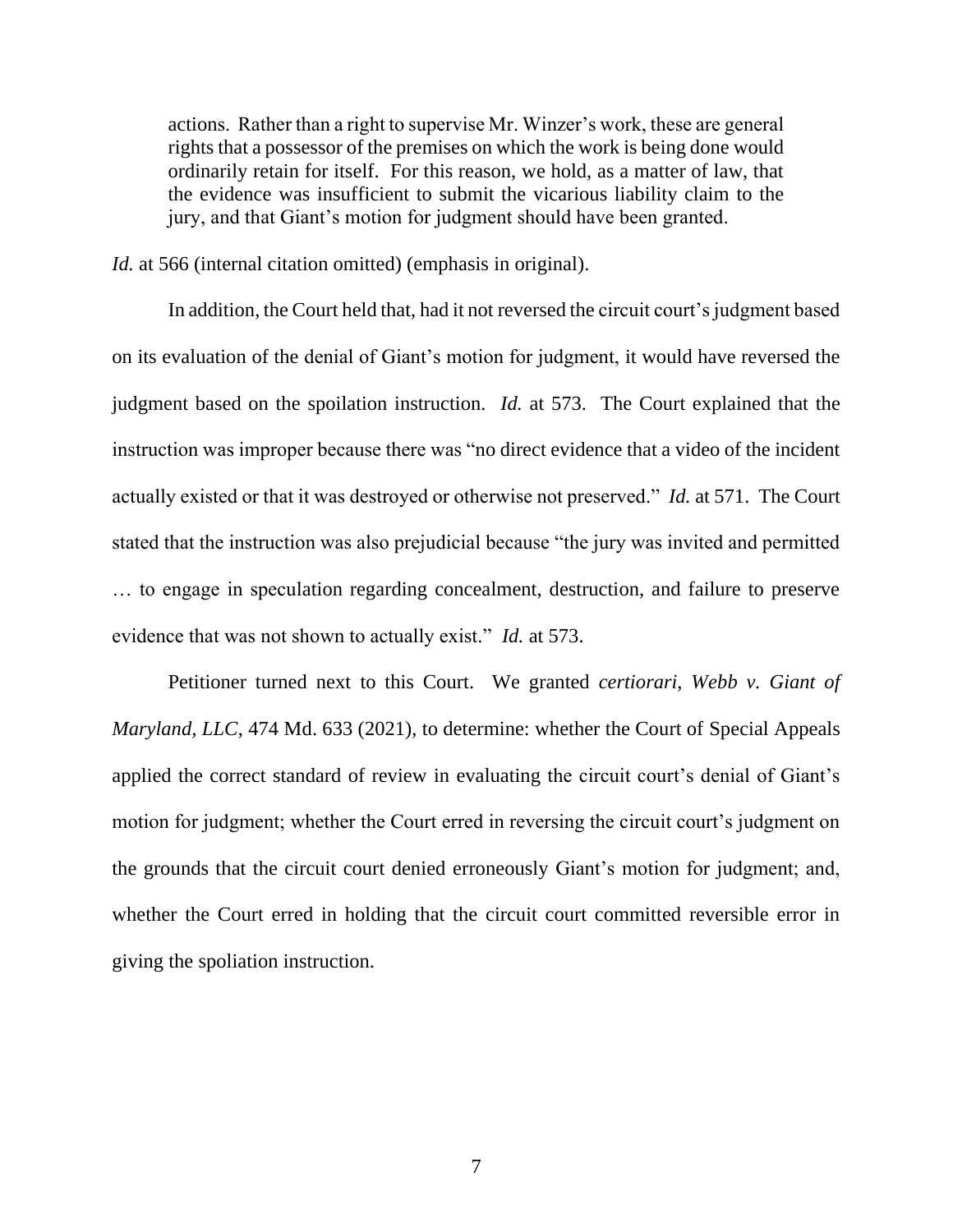> actions. Rather than a right to supervise Mr. Winzer's work, these are general rights that a possessor of the premises on which the work is being done would ordinarily retain for itself. For this reason, we hold, as a matter of law, that the evidence was insufficient to submit the vicarious liability claim to the jury, and that Giant's motion for judgment should have been granted.

*Id.* at 566 (internal citation omitted) (emphasis in original).

In addition, the Court held that, had it not reversed the circuit court's judgment based on its evaluation of the denial of Giant's motion for judgment, it would have reversed the judgment based on the spoliation instruction. *Id.* at 573. The Court explained that the instruction was improper because there was "no direct evidence that a video of the incident actually existed or that it was destroyed or otherwise not preserved." *Id.* at 571. The Court stated that the instruction was also prejudicial because "the jury was invited and permitted … to engage in speculation regarding concealment, destruction, and failure to preserve evidence that was not shown to actually exist." *Id.* at 573.

Petitioner turned next to this Court. We granted *certiorari*, *Webb v. Giant of Maryland, LLC*, 474 Md. 633 (2021), to determine: whether the Court of Special Appeals applied the correct standard of review in evaluating the circuit court's denial of Giant's motion for judgment; whether the Court erred in reversing the circuit court's judgment on the grounds that the circuit court denied erroneously Giant's motion for judgment; and, whether the Court erred in holding that the circuit court committed reversible error in giving the spoliation instruction.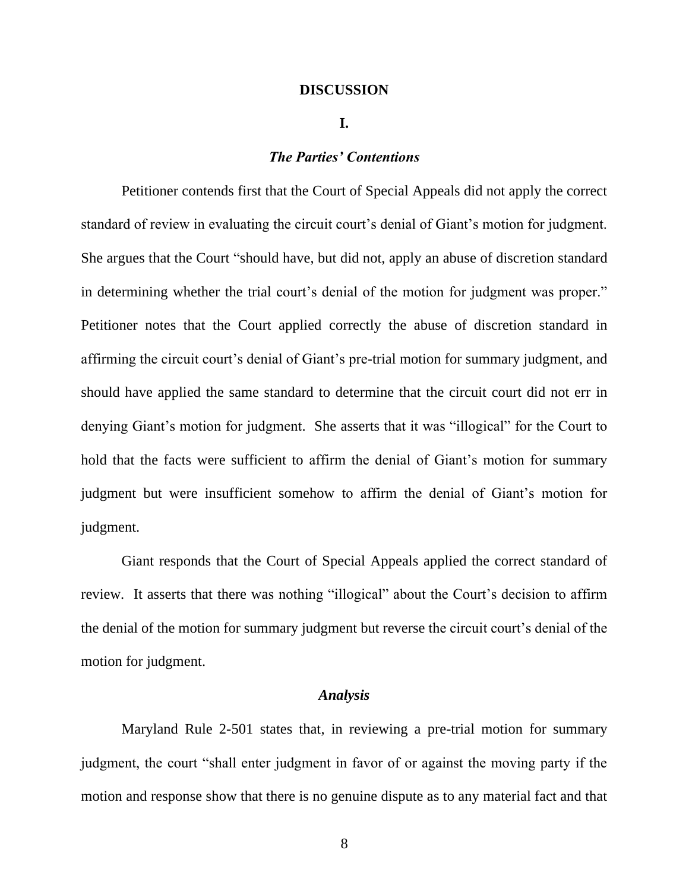## DISCUSSION

### I.

### *The Parties' Contentions*

Petitioner contends first that the Court of Special Appeals did not apply the correct standard of review in evaluating the circuit court's denial of Giant's motion for judgment. She argues that the Court "should have, but did not, apply an abuse of discretion standard in determining whether the trial court's denial of the motion for judgment was proper." Petitioner notes that the Court applied correctly the abuse of discretion standard in affirming the circuit court's denial of Giant's pre-trial motion for summary judgment, and should have applied the same standard to determine that the circuit court did not err in denying Giant's motion for judgment. She asserts that it was "illogical" for the Court to hold that the facts were sufficient to affirm the denial of Giant's motion for summary judgment but were insufficient somehow to affirm the denial of Giant's motion for judgment.

Giant responds that the Court of Special Appeals applied the correct standard of review. It asserts that there was nothing "illogical" about the Court's decision to affirm the denial of the motion for summary judgment but reverse the circuit court's denial of the motion for judgment.

### *Analysis*

Maryland Rule 2-501 states that, in reviewing a pre-trial motion for summary judgment, the court "shall enter judgment in favor of or against the moving party if the motion and response show that there is no genuine dispute as to any material fact and that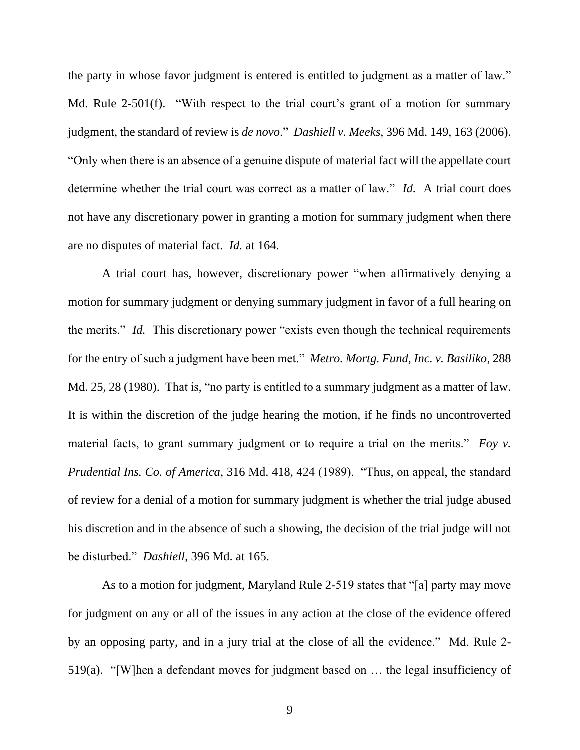the party in whose favor judgment is entered is entitled to judgment as a matter of law." Md. Rule 2-501(f). "With respect to the trial court's grant of a motion for summary judgment, the standard of review is *de novo*." *Dashiell v. Meeks*, 396 Md. 149, 163 (2006). "Only when there is an absence of a genuine dispute of material fact will the appellate court determine whether the trial court was correct as a matter of law." *Id.* A trial court does not have any discretionary power in granting a motion for summary judgment when there are no disputes of material fact. *Id.* at 164.

A trial court has, however, discretionary power "when affirmatively denying a motion for summary judgment or denying summary judgment in favor of a full hearing on the merits." *Id.* This discretionary power "exists even though the technical requirements for the entry of such a judgment have been met." *Metro. Mortg. Fund, Inc. v. Basiliko*, 288 Md. 25, 28 (1980). That is, "no party is entitled to a summary judgment as a matter of law. It is within the discretion of the judge hearing the motion, if he finds no uncontroverted material facts, to grant summary judgment or to require a trial on the merits." *Foy v. Prudential Ins. Co. of America*, 316 Md. 418, 424 (1989). "Thus, on appeal, the standard of review for a denial of a motion for summary judgment is whether the trial judge abused his discretion and in the absence of such a showing, the decision of the trial judge will not be disturbed." *Dashiell*, 396 Md. at 165.

As to a motion for judgment, Maryland Rule 2-519 states that "[a] party may move for judgment on any or all of the issues in any action at the close of the evidence offered by an opposing party, and in a jury trial at the close of all the evidence." Md. Rule 2-519(a). "[W]hen a defendant moves for judgment based on … the legal insufficiency of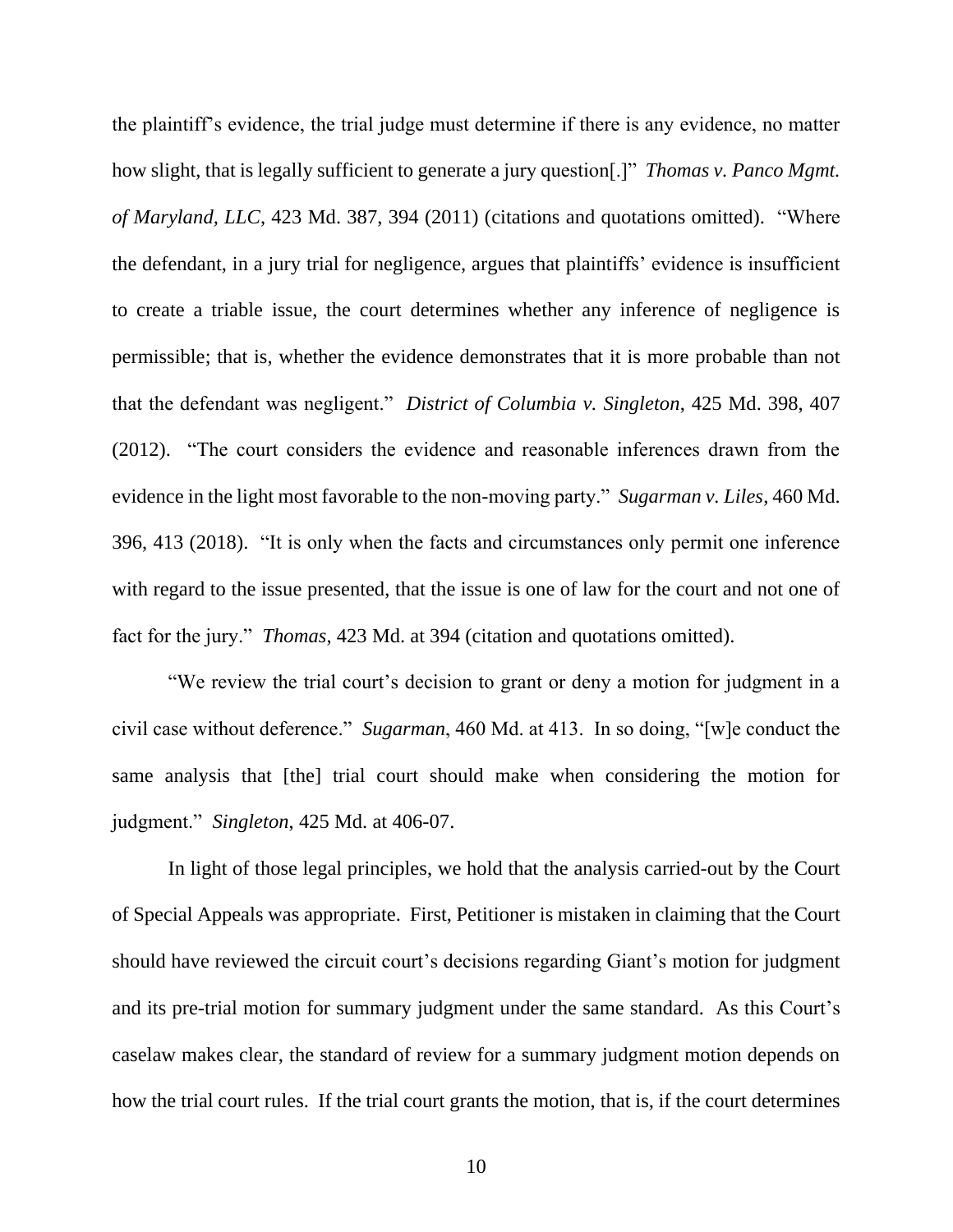the plaintiff's evidence, the trial judge must determine if there is any evidence, no matter how slight, that is legally sufficient to generate a jury question[.]" *Thomas v. Panco Mgmt. of Maryland, LLC*, 423 Md. 387, 394 (2011) (citations and quotations omitted). "Where the defendant, in a jury trial for negligence, argues that plaintiffs' evidence is insufficient to create a triable issue, the court determines whether any inference of negligence is permissible; that is, whether the evidence demonstrates that it is more probable than not that the defendant was negligent." *District of Columbia v. Singleton*, 425 Md. 398, 407 (2012). "The court considers the evidence and reasonable inferences drawn from the evidence in the light most favorable to the non-moving party." *Sugarman v. Liles*, 460 Md. 396, 413 (2018). "It is only when the facts and circumstances only permit one inference with regard to the issue presented, that the issue is one of law for the court and not one of fact for the jury." *Thomas*, 423 Md. at 394 (citation and quotations omitted).

"We review the trial court's decision to grant or deny a motion for judgment in a civil case without deference." *Sugarman*, 460 Md. at 413. In so doing, "[w]e conduct the same analysis that [the] trial court should make when considering the motion for judgment." *Singleton*, 425 Md. at 406-07.

In light of those legal principles, we hold that the analysis carried-out by the Court of Special Appeals was appropriate. First, Petitioner is mistaken in claiming that the Court should have reviewed the circuit court's decisions regarding Giant's motion for judgment and its pre-trial motion for summary judgment under the same standard. As this Court's caselaw makes clear, the standard of review for a summary judgment motion depends on how the trial court rules. If the trial court grants the motion, that is, if the court determines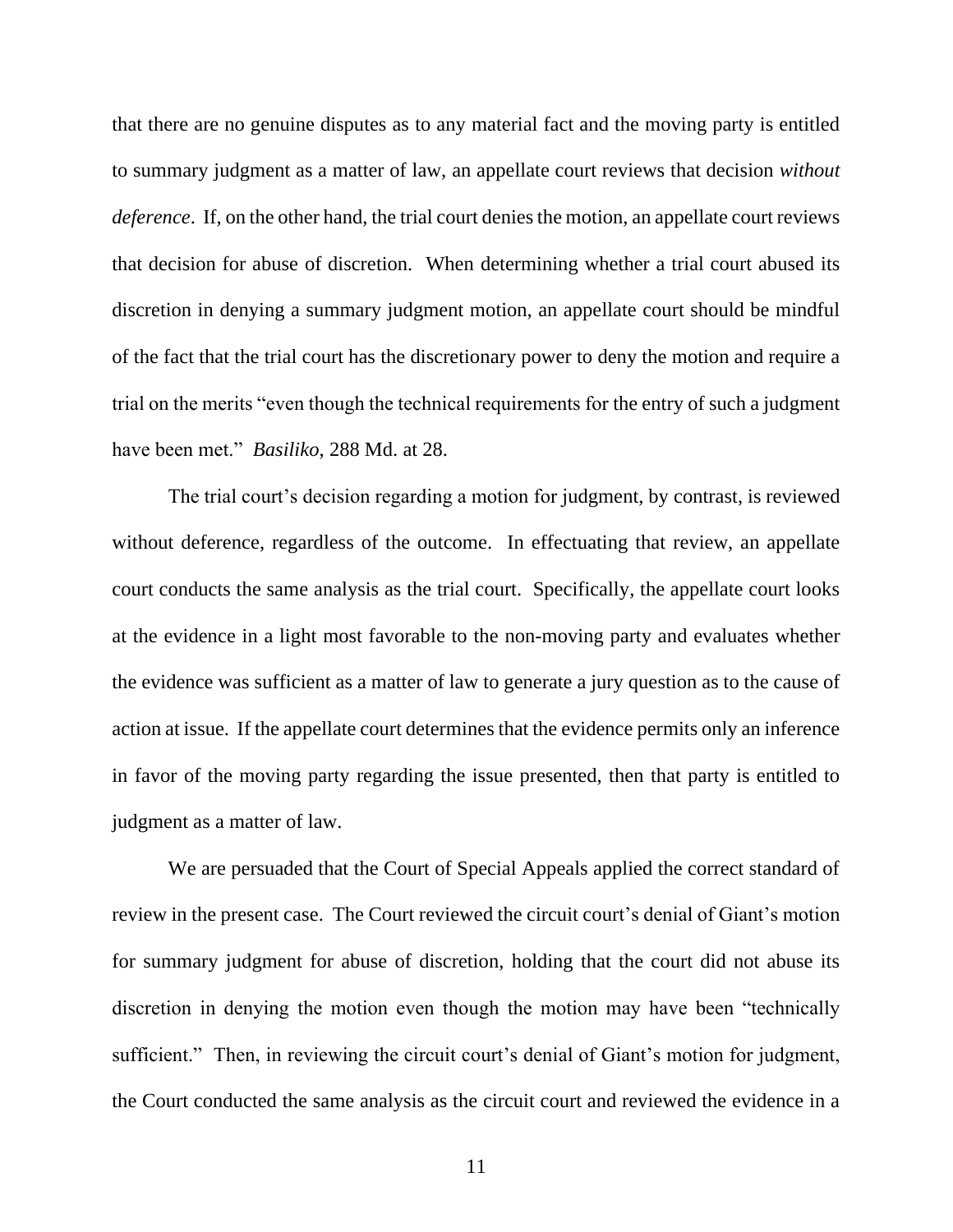that there are no genuine disputes as to any material fact and the moving party is entitled to summary judgment as a matter of law, an appellate court reviews that decision *without deference*. If, on the other hand, the trial court denies the motion, an appellate court reviews that decision for abuse of discretion. When determining whether a trial court abused its discretion in denying a summary judgment motion, an appellate court should be mindful of the fact that the trial court has the discretionary power to deny the motion and require a trial on the merits "even though the technical requirements for the entry of such a judgment have been met." *Basiliko*, 288 Md. at 28.

The trial court's decision regarding a motion for judgment, by contrast, is reviewed without deference, regardless of the outcome. In effectuating that review, an appellate court conducts the same analysis as the trial court. Specifically, the appellate court looks at the evidence in a light most favorable to the non-moving party and evaluates whether the evidence was sufficient as a matter of law to generate a jury question as to the cause of action at issue. If the appellate court determines that the evidence permits only an inference in favor of the moving party regarding the issue presented, then that party is entitled to judgment as a matter of law.

We are persuaded that the Court of Special Appeals applied the correct standard of review in the present case. The Court reviewed the circuit court's denial of Giant's motion for summary judgment for abuse of discretion, holding that the court did not abuse its discretion in denying the motion even though the motion may have been "technically sufficient." Then, in reviewing the circuit court's denial of Giant's motion for judgment, the Court conducted the same analysis as the circuit court and reviewed the evidence in a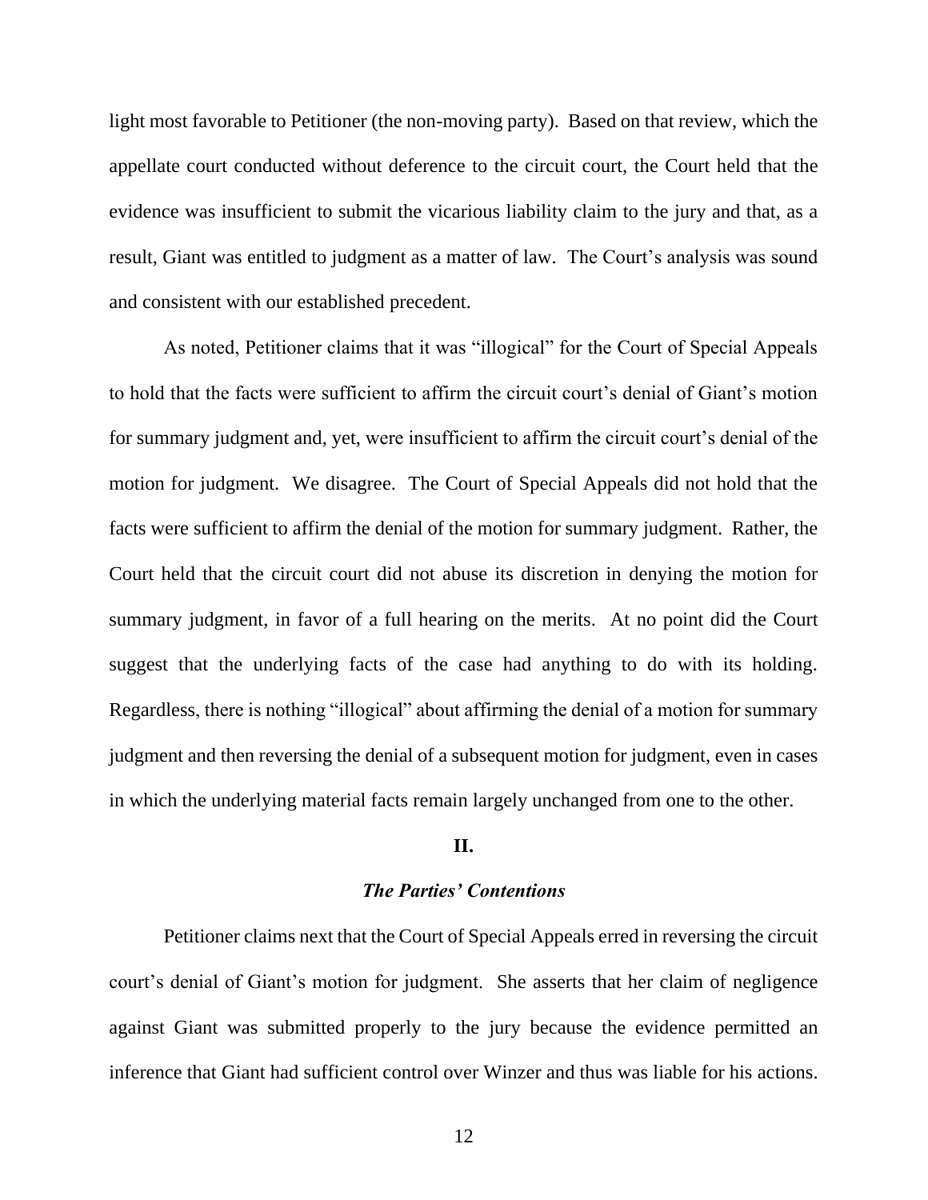light most favorable to Petitioner (the non-moving party). Based on that review, which the appellate court conducted without deference to the circuit court, the Court held that the evidence was insufficient to submit the vicarious liability claim to the jury and that, as a result, Giant was entitled to judgment as a matter of law. The Court's analysis was sound and consistent with our established precedent.

As noted, Petitioner claims that it was "illogical" for the Court of Special Appeals to hold that the facts were sufficient to affirm the circuit court's denial of Giant's motion for summary judgment and, yet, were insufficient to affirm the circuit court's denial of the motion for judgment. We disagree. The Court of Special Appeals did not hold that the facts were sufficient to affirm the denial of the motion for summary judgment. Rather, the Court held that the circuit court did not abuse its discretion in denying the motion for summary judgment, in favor of a full hearing on the merits. At no point did the Court suggest that the underlying facts of the case had anything to do with its holding. Regardless, there is nothing "illogical" about affirming the denial of a motion for summary judgment and then reversing the denial of a subsequent motion for judgment, even in cases in which the underlying material facts remain largely unchanged from one to the other.

## II.

### *The Parties' Contentions*

Petitioner claims next that the Court of Special Appeals erred in reversing the circuit court's denial of Giant's motion for judgment. She asserts that her claim of negligence against Giant was submitted properly to the jury because the evidence permitted an inference that Giant had sufficient control over Winzer and thus was liable for his actions.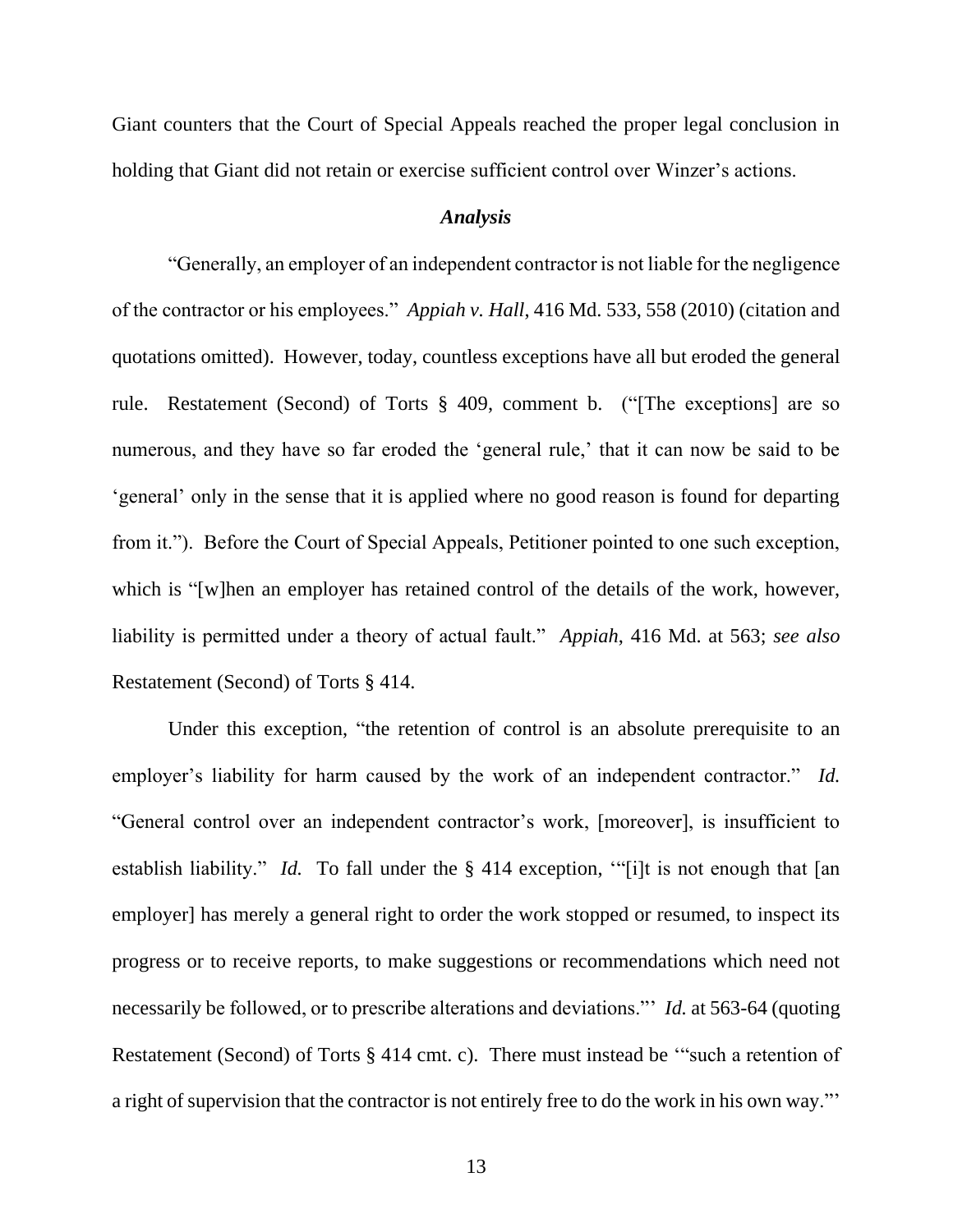Giant counters that the Court of Special Appeals reached the proper legal conclusion in holding that Giant did not retain or exercise sufficient control over Winzer's actions.

### *Analysis*

"Generally, an employer of an independent contractor is not liable for the negligence of the contractor or his employees." *Appiah v. Hall*, 416 Md. 533, 558 (2010) (citation and quotations omitted). However, today, countless exceptions have all but eroded the general rule. Restatement (Second) of Torts § 409, comment b. ("[The exceptions] are so numerous, and they have so far eroded the 'general rule,' that it can now be said to be 'general' only in the sense that it is applied where no good reason is found for departing from it."). Before the Court of Special Appeals, Petitioner pointed to one such exception, which is "[w]hen an employer has retained control of the details of the work, however, liability is permitted under a theory of actual fault." *Appiah*, 416 Md. at 563; *see also* Restatement (Second) of Torts § 414.

Under this exception, "the retention of control is an absolute prerequisite to an employer's liability for harm caused by the work of an independent contractor." *Id.* "General control over an independent contractor's work, [moreover], is insufficient to establish liability." *Id.* To fall under the § 414 exception, '"[i]t is not enough that [an employer] has merely a general right to order the work stopped or resumed, to inspect its progress or to receive reports, to make suggestions or recommendations which need not necessarily be followed, or to prescribe alterations and deviations."' *Id.* at 563-64 (quoting Restatement (Second) of Torts § 414 cmt. c). There must instead be '"such a retention of a right of supervision that the contractor is not entirely free to do the work in his own way."'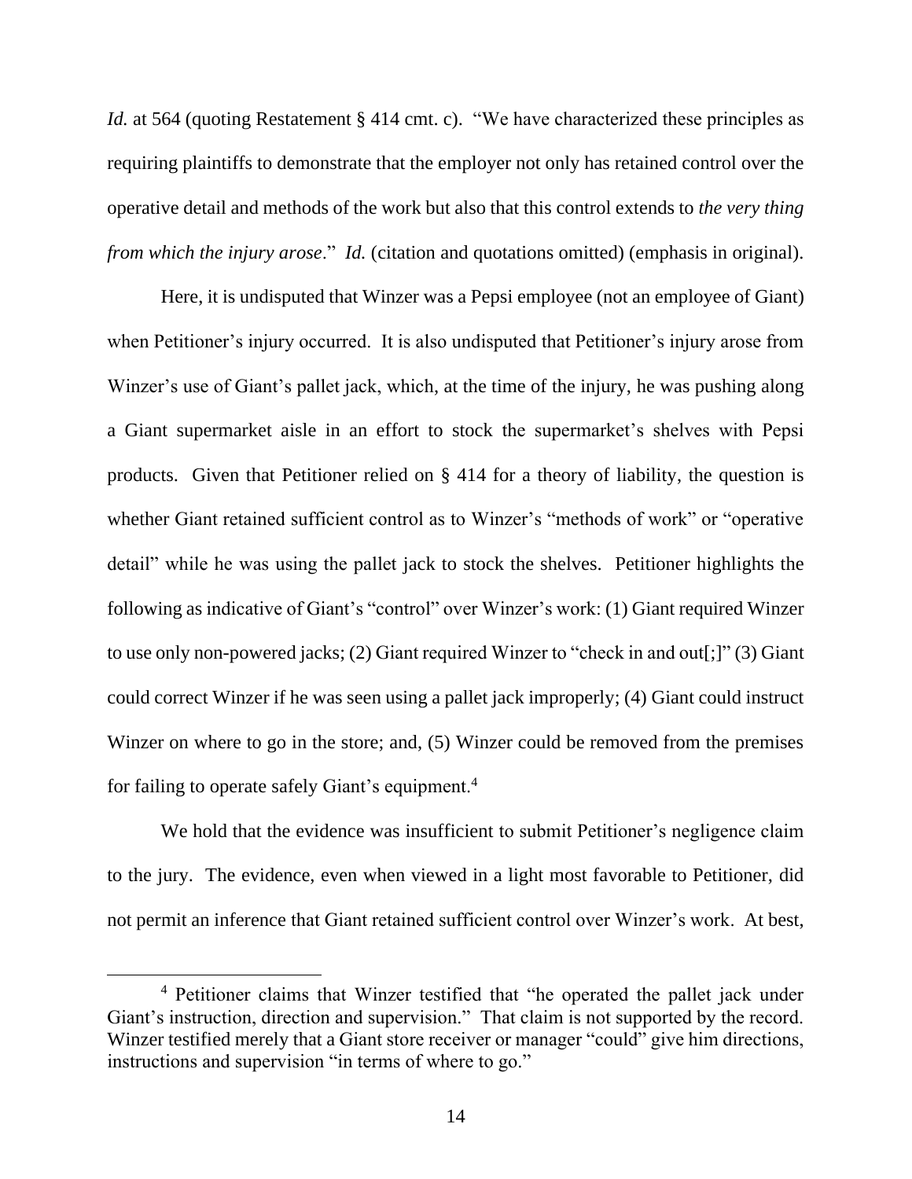*Id.* at 564 (quoting Restatement § 414 cmt. c). "We have characterized these principles as requiring plaintiffs to demonstrate that the employer not only has retained control over the operative detail and methods of the work but also that this control extends to *the very thing from which the injury arose*." *Id.* (citation and quotations omitted) (emphasis in original).

Here, it is undisputed that Winzer was a Pepsi employee (not an employee of Giant) when Petitioner's injury occurred. It is also undisputed that Petitioner's injury arose from Winzer's use of Giant's pallet jack, which, at the time of the injury, he was pushing along a Giant supermarket aisle in an effort to stock the supermarket's shelves with Pepsi products. Given that Petitioner relied on § 414 for a theory of liability, the question is whether Giant retained sufficient control as to Winzer's "methods of work" or "operative detail" while he was using the pallet jack to stock the shelves. Petitioner highlights the following as indicative of Giant's "control" over Winzer's work: (1) Giant required Winzer to use only non-powered jacks; (2) Giant required Winzer to "check in and out[;]" (3) Giant could correct Winzer if he was seen using a pallet jack improperly; (4) Giant could instruct Winzer on where to go in the store; and, (5) Winzer could be removed from the premises for failing to operate safely Giant's equipment.[4]

We hold that the evidence was insufficient to submit Petitioner's negligence claim to the jury. The evidence, even when viewed in a light most favorable to Petitioner, did not permit an inference that Giant retained sufficient control over Winzer's work. At best,

[4] Petitioner claims that Winzer testified that "he operated the pallet jack under Giant's instruction, direction and supervision." That claim is not supported by the record. Winzer testified merely that a Giant store receiver or manager "could" give him directions, instructions and supervision "in terms of where to go."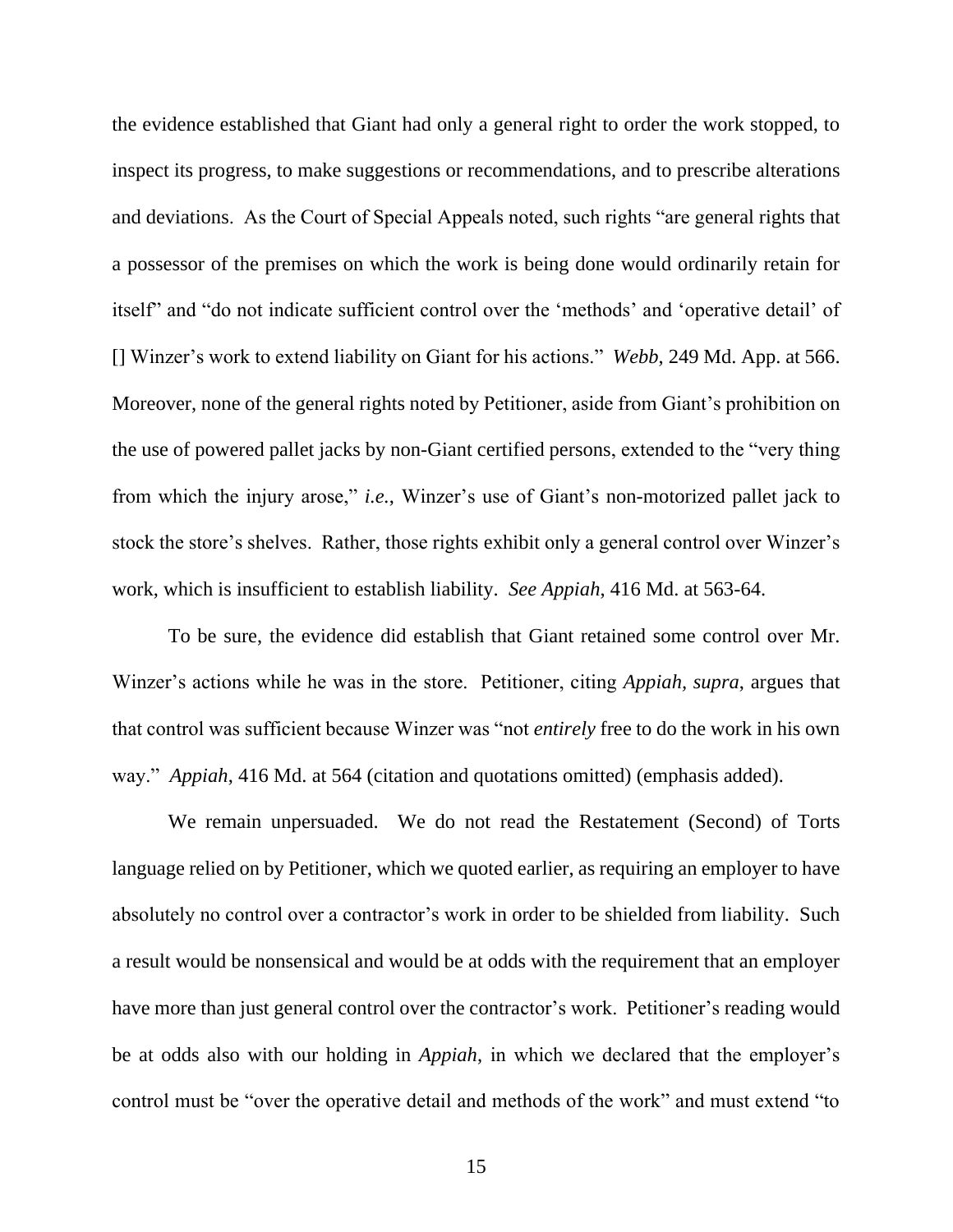the evidence established that Giant had only a general right to order the work stopped, to inspect its progress, to make suggestions or recommendations, and to prescribe alterations and deviations. As the Court of Special Appeals noted, such rights "are general rights that a possessor of the premises on which the work is being done would ordinarily retain for itself" and "do not indicate sufficient control over the 'methods' and 'operative detail' of [] Winzer's work to extend liability on Giant for his actions." *Webb*, 249 Md. App. at 566. Moreover, none of the general rights noted by Petitioner, aside from Giant's prohibition on the use of powered pallet jacks by non-Giant certified persons, extended to the "very thing from which the injury arose," *i.e.*, Winzer's use of Giant's non-motorized pallet jack to stock the store's shelves. Rather, those rights exhibit only a general control over Winzer's work, which is insufficient to establish liability. *See Appiah*, 416 Md. at 563-64.

To be sure, the evidence did establish that Giant retained some control over Mr. Winzer's actions while he was in the store. Petitioner, citing *Appiah*, *supra*, argues that that control was sufficient because Winzer was "not *entirely* free to do the work in his own way." *Appiah*, 416 Md. at 564 (citation and quotations omitted) (emphasis added).

We remain unpersuaded. We do not read the Restatement (Second) of Torts language relied on by Petitioner, which we quoted earlier, as requiring an employer to have absolutely no control over a contractor's work in order to be shielded from liability. Such a result would be nonsensical and would be at odds with the requirement that an employer have more than just general control over the contractor's work. Petitioner's reading would be at odds also with our holding in *Appiah*, in which we declared that the employer's control must be "over the operative detail and methods of the work" and must extend "to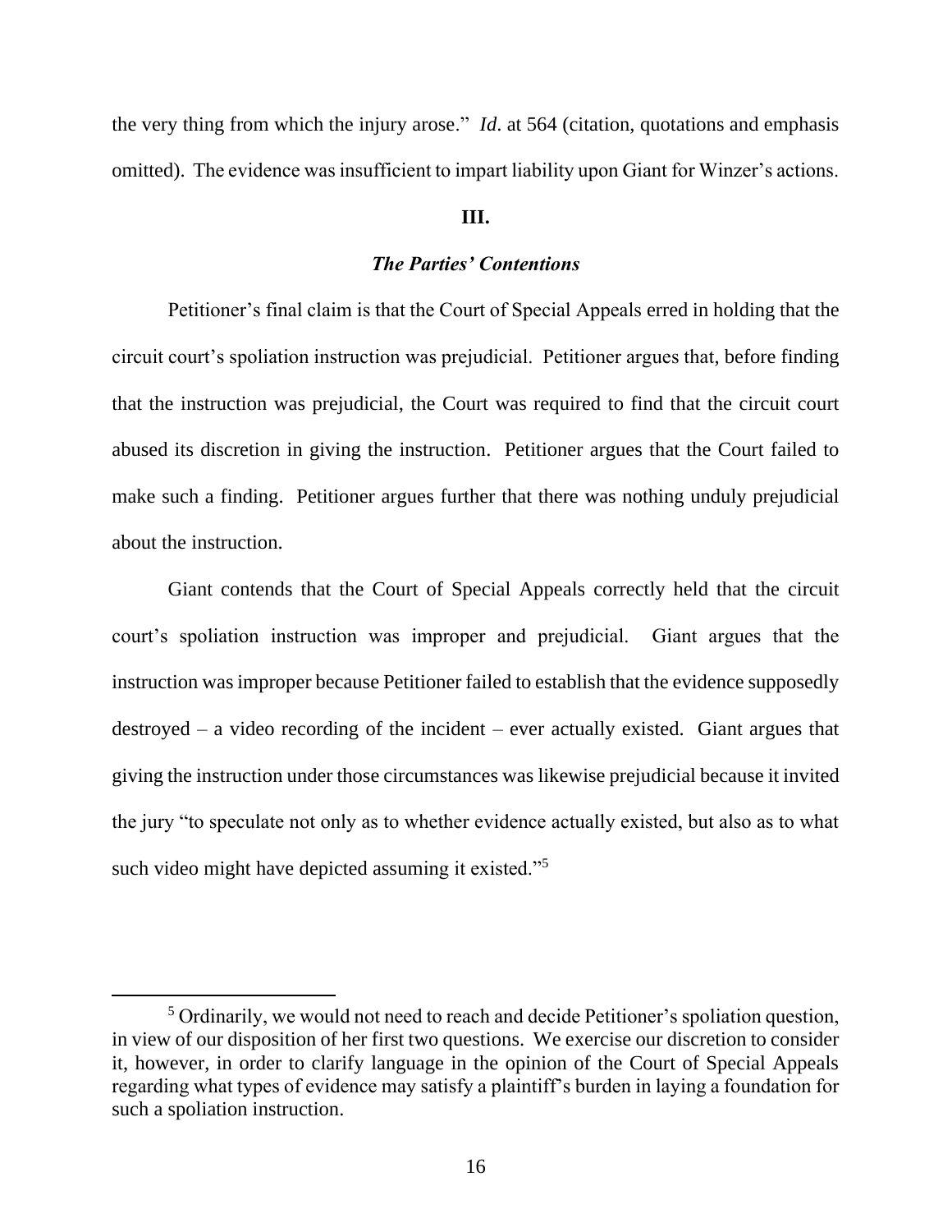the very thing from which the injury arose." *Id.* at 564 (citation, quotations and emphasis omitted). The evidence was insufficient to impart liability upon Giant for Winzer's actions.

## III.

### *The Parties' Contentions*

Petitioner's final claim is that the Court of Special Appeals erred in holding that the circuit court's spoliation instruction was prejudicial. Petitioner argues that, before finding that the instruction was prejudicial, the Court was required to find that the circuit court abused its discretion in giving the instruction. Petitioner argues that the Court failed to make such a finding. Petitioner argues further that there was nothing unduly prejudicial about the instruction.

Giant contends that the Court of Special Appeals correctly held that the circuit court's spoliation instruction was improper and prejudicial. Giant argues that the instruction was improper because Petitioner failed to establish that the evidence supposedly destroyed – a video recording of the incident – ever actually existed. Giant argues that giving the instruction under those circumstances was likewise prejudicial because it invited the jury "to speculate not only as to whether evidence actually existed, but also as to what such video might have depicted assuming it existed."[5]

---

[5] Ordinarily, we would not need to reach and decide Petitioner's spoliation question, in view of our disposition of her first two questions. We exercise our discretion to consider it, however, in order to clarify language in the opinion of the Court of Special Appeals regarding what types of evidence may satisfy a plaintiff's burden in laying a foundation for such a spoliation instruction.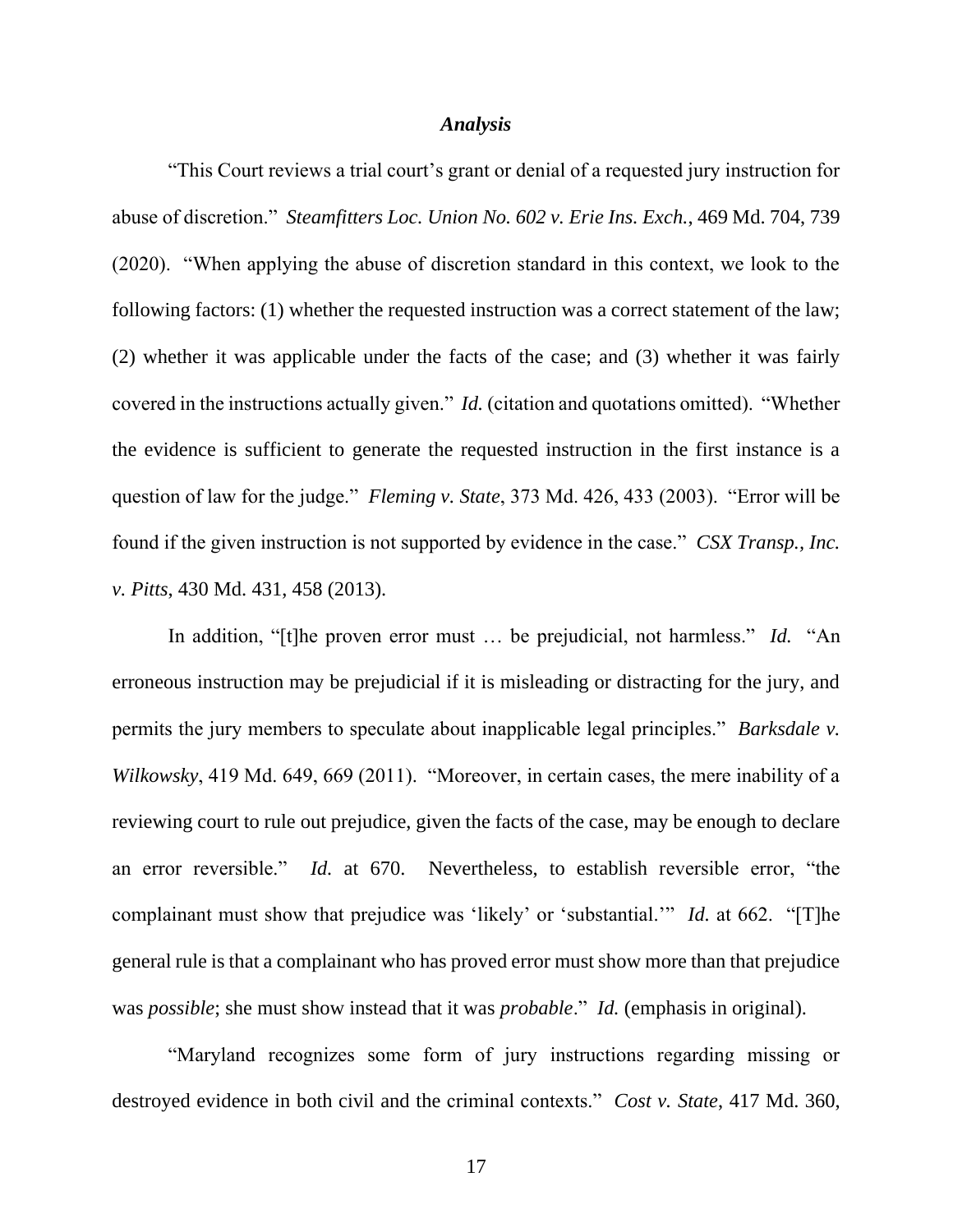### *Analysis*

"This Court reviews a trial court's grant or denial of a requested jury instruction for abuse of discretion." *Steamfitters Loc. Union No. 602 v. Erie Ins. Exch.*, 469 Md. 704, 739 (2020). "When applying the abuse of discretion standard in this context, we look to the following factors: (1) whether the requested instruction was a correct statement of the law; (2) whether it was applicable under the facts of the case; and (3) whether it was fairly covered in the instructions actually given." *Id.* (citation and quotations omitted). "Whether the evidence is sufficient to generate the requested instruction in the first instance is a question of law for the judge." *Fleming v. State*, 373 Md. 426, 433 (2003). "Error will be found if the given instruction is not supported by evidence in the case." *CSX Transp., Inc. v. Pitts*, 430 Md. 431, 458 (2013).

In addition, "[t]he proven error must … be prejudicial, not harmless." *Id.* "An erroneous instruction may be prejudicial if it is misleading or distracting for the jury, and permits the jury members to speculate about inapplicable legal principles." *Barksdale v. Wilkowsky*, 419 Md. 649, 669 (2011). "Moreover, in certain cases, the mere inability of a reviewing court to rule out prejudice, given the facts of the case, may be enough to declare an error reversible." *Id.* at 670. Nevertheless, to establish reversible error, "the complainant must show that prejudice was 'likely' or 'substantial.'" *Id.* at 662. "[T]he general rule is that a complainant who has proved error must show more than that prejudice was *possible*; she must show instead that it was *probable*." *Id.* (emphasis in original).

"Maryland recognizes some form of jury instructions regarding missing or destroyed evidence in both civil and the criminal contexts." *Cost v. State*, 417 Md. 360,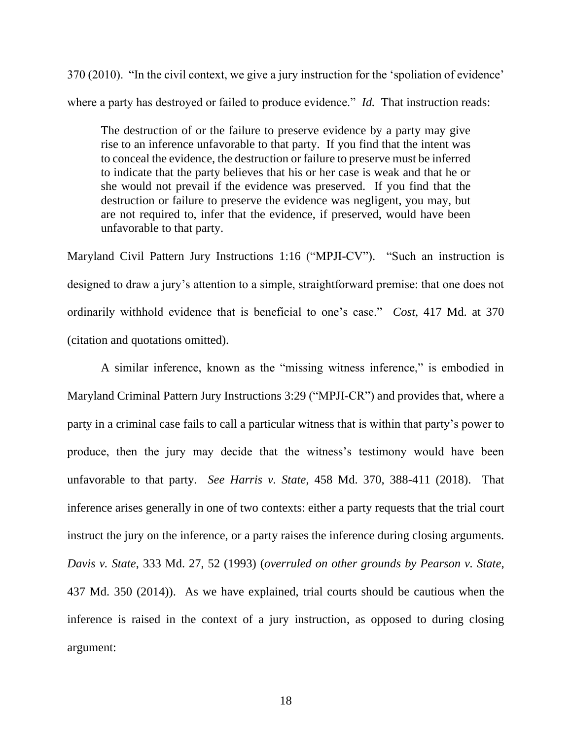370 (2010). "In the civil context, we give a jury instruction for the 'spoliation of evidence' where a party has destroyed or failed to produce evidence." *Id.* That instruction reads:

> The destruction of or the failure to preserve evidence by a party may give rise to an inference unfavorable to that party. If you find that the intent was to conceal the evidence, the destruction or failure to preserve must be inferred to indicate that the party believes that his or her case is weak and that he or she would not prevail if the evidence was preserved. If you find that the destruction or failure to preserve the evidence was negligent, you may, but are not required to, infer that the evidence, if preserved, would have been unfavorable to that party.

Maryland Civil Pattern Jury Instructions 1:16 ("MPJI-CV"). "Such an instruction is designed to draw a jury's attention to a simple, straightforward premise: that one does not ordinarily withhold evidence that is beneficial to one's case." *Cost*, 417 Md. at 370 (citation and quotations omitted).

A similar inference, known as the "missing witness inference," is embodied in Maryland Criminal Pattern Jury Instructions 3:29 ("MPJI-CR") and provides that, where a party in a criminal case fails to call a particular witness that is within that party's power to produce, then the jury may decide that the witness's testimony would have been unfavorable to that party. *See Harris v. State*, 458 Md. 370, 388-411 (2018). That inference arises generally in one of two contexts: either a party requests that the trial court instruct the jury on the inference, or a party raises the inference during closing arguments. *Davis v. State*, 333 Md. 27, 52 (1993) (*overruled on other grounds by Pearson v. State*, 437 Md. 350 (2014)). As we have explained, trial courts should be cautious when the inference is raised in the context of a jury instruction, as opposed to during closing argument: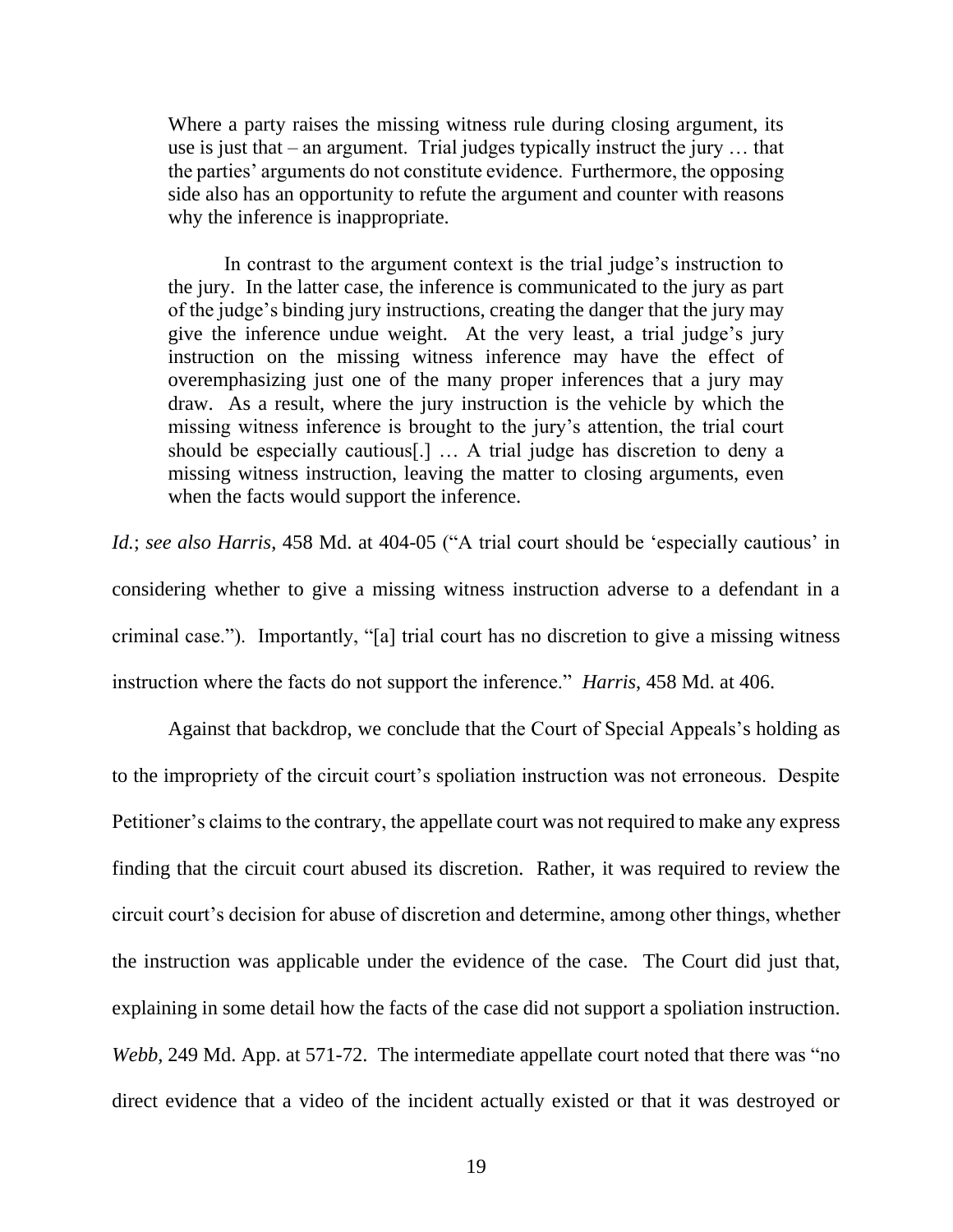> Where a party raises the missing witness rule during closing argument, its use is just that – an argument. Trial judges typically instruct the jury … that the parties' arguments do not constitute evidence. Furthermore, the opposing side also has an opportunity to refute the argument and counter with reasons why the inference is inappropriate.
>
> In contrast to the argument context is the trial judge's instruction to the jury. In the latter case, the inference is communicated to the jury as part of the judge's binding jury instructions, creating the danger that the jury may give the inference undue weight. At the very least, a trial judge's jury instruction on the missing witness inference may have the effect of overemphasizing just one of the many proper inferences that a jury may draw. As a result, where the jury instruction is the vehicle by which the missing witness inference is brought to the jury's attention, the trial court should be especially cautious[.] … A trial judge has discretion to deny a missing witness instruction, leaving the matter to closing arguments, even when the facts would support the inference.

*Id.*; *see also Harris*, 458 Md. at 404-05 ("A trial court should be 'especially cautious' in considering whether to give a missing witness instruction adverse to a defendant in a criminal case."). Importantly, "[a] trial court has no discretion to give a missing witness instruction where the facts do not support the inference." *Harris*, 458 Md. at 406.

Against that backdrop, we conclude that the Court of Special Appeals's holding as to the impropriety of the circuit court's spoliation instruction was not erroneous. Despite Petitioner's claims to the contrary, the appellate court was not required to make any express finding that the circuit court abused its discretion. Rather, it was required to review the circuit court's decision for abuse of discretion and determine, among other things, whether the instruction was applicable under the evidence of the case. The Court did just that, explaining in some detail how the facts of the case did not support a spoliation instruction. *Webb*, 249 Md. App. at 571-72. The intermediate appellate court noted that there was "no direct evidence that a video of the incident actually existed or that it was destroyed or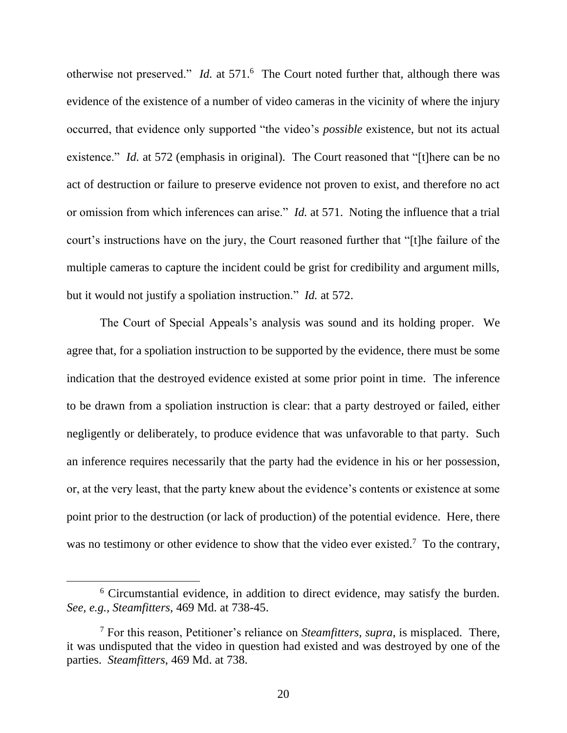otherwise not preserved." *Id.* at 571.[6] The Court noted further that, although there was evidence of the existence of a number of video cameras in the vicinity of where the injury occurred, that evidence only supported "the video's *possible* existence, but not its actual existence." *Id.* at 572 (emphasis in original). The Court reasoned that "[t]here can be no act of destruction or failure to preserve evidence not proven to exist, and therefore no act or omission from which inferences can arise." *Id.* at 571. Noting the influence that a trial court's instructions have on the jury, the Court reasoned further that "[t]he failure of the multiple cameras to capture the incident could be grist for credibility and argument mills, but it would not justify a spoliation instruction." *Id.* at 572.

The Court of Special Appeals's analysis was sound and its holding proper. We agree that, for a spoliation instruction to be supported by the evidence, there must be some indication that the destroyed evidence existed at some prior point in time. The inference to be drawn from a spoliation instruction is clear: that a party destroyed or failed, either negligently or deliberately, to produce evidence that was unfavorable to that party. Such an inference requires necessarily that the party had the evidence in his or her possession, or, at the very least, that the party knew about the evidence's contents or existence at some point prior to the destruction (or lack of production) of the potential evidence. Here, there was no testimony or other evidence to show that the video ever existed.[7] To the contrary,

[6] Circumstantial evidence, in addition to direct evidence, may satisfy the burden. *See, e.g.*, *Steamfitters*, 469 Md. at 738-45.

[7] For this reason, Petitioner's reliance on *Steamfitters, supra*, is misplaced. There, it was undisputed that the video in question had existed and was destroyed by one of the parties. *Steamfitters*, 469 Md. at 738.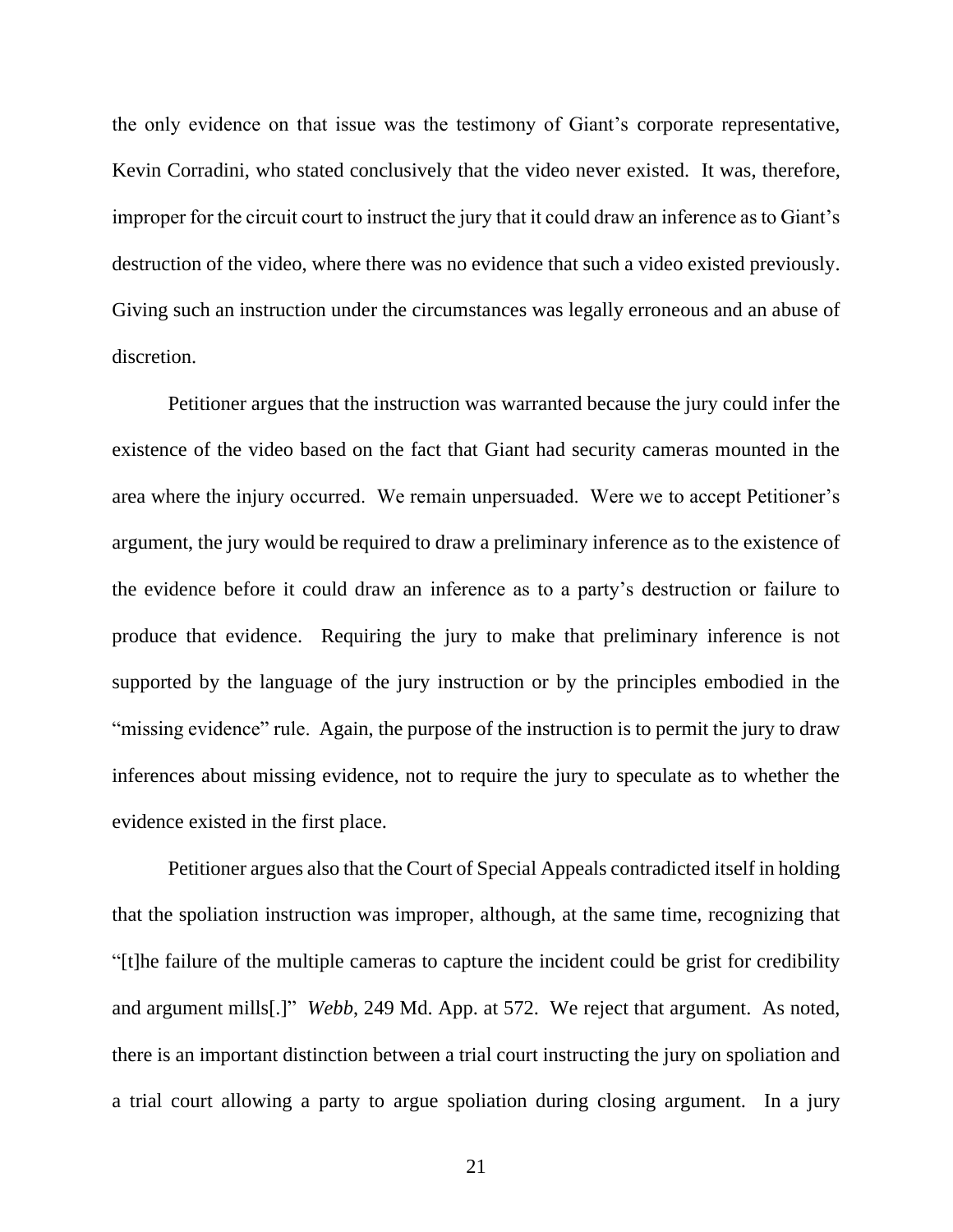the only evidence on that issue was the testimony of Giant's corporate representative, Kevin Corradini, who stated conclusively that the video never existed. It was, therefore, improper for the circuit court to instruct the jury that it could draw an inference as to Giant's destruction of the video, where there was no evidence that such a video existed previously. Giving such an instruction under the circumstances was legally erroneous and an abuse of discretion.

Petitioner argues that the instruction was warranted because the jury could infer the existence of the video based on the fact that Giant had security cameras mounted in the area where the injury occurred. We remain unpersuaded. Were we to accept Petitioner's argument, the jury would be required to draw a preliminary inference as to the existence of the evidence before it could draw an inference as to a party's destruction or failure to produce that evidence. Requiring the jury to make that preliminary inference is not supported by the language of the jury instruction or by the principles embodied in the "missing evidence" rule. Again, the purpose of the instruction is to permit the jury to draw inferences about missing evidence, not to require the jury to speculate as to whether the evidence existed in the first place.

Petitioner argues also that the Court of Special Appeals contradicted itself in holding that the spoliation instruction was improper, although, at the same time, recognizing that "[t]he failure of the multiple cameras to capture the incident could be grist for credibility and argument mills[.]" *Webb*, 249 Md. App. at 572. We reject that argument. As noted, there is an important distinction between a trial court instructing the jury on spoliation and a trial court allowing a party to argue spoliation during closing argument. In a jury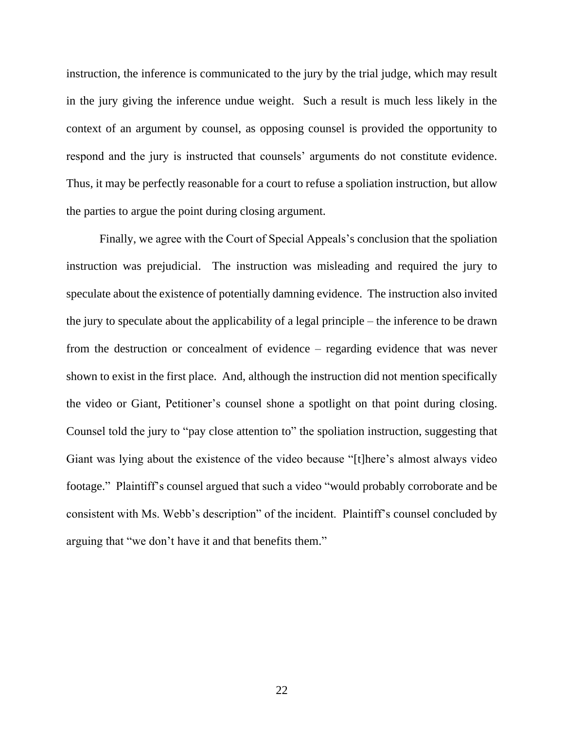instruction, the inference is communicated to the jury by the trial judge, which may result in the jury giving the inference undue weight. Such a result is much less likely in the context of an argument by counsel, as opposing counsel is provided the opportunity to respond and the jury is instructed that counsels' arguments do not constitute evidence. Thus, it may be perfectly reasonable for a court to refuse a spoliation instruction, but allow the parties to argue the point during closing argument.

Finally, we agree with the Court of Special Appeals's conclusion that the spoliation instruction was prejudicial. The instruction was misleading and required the jury to speculate about the existence of potentially damning evidence. The instruction also invited the jury to speculate about the applicability of a legal principle – the inference to be drawn from the destruction or concealment of evidence – regarding evidence that was never shown to exist in the first place. And, although the instruction did not mention specifically the video or Giant, Petitioner's counsel shone a spotlight on that point during closing. Counsel told the jury to "pay close attention to" the spoliation instruction, suggesting that Giant was lying about the existence of the video because "[t]here's almost always video footage." Plaintiff's counsel argued that such a video "would probably corroborate and be consistent with Ms. Webb's description" of the incident. Plaintiff's counsel concluded by arguing that "we don't have it and that benefits them."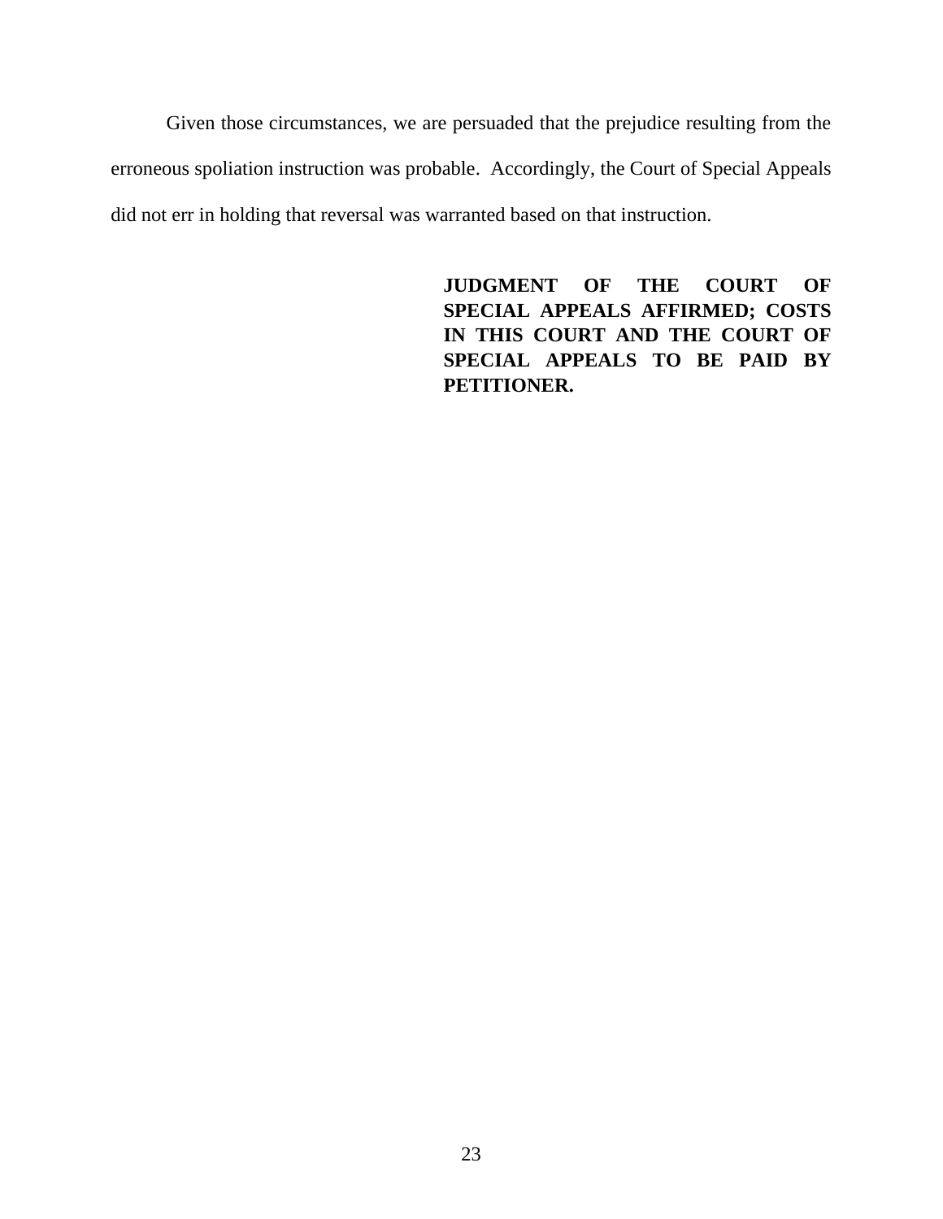Given those circumstances, we are persuaded that the prejudice resulting from the erroneous spoliation instruction was probable. Accordingly, the Court of Special Appeals did not err in holding that reversal was warranted based on that instruction.

**JUDGMENT OF THE COURT OF SPECIAL APPEALS AFFIRMED; COSTS IN THIS COURT AND THE COURT OF SPECIAL APPEALS TO BE PAID BY PETITIONER.**